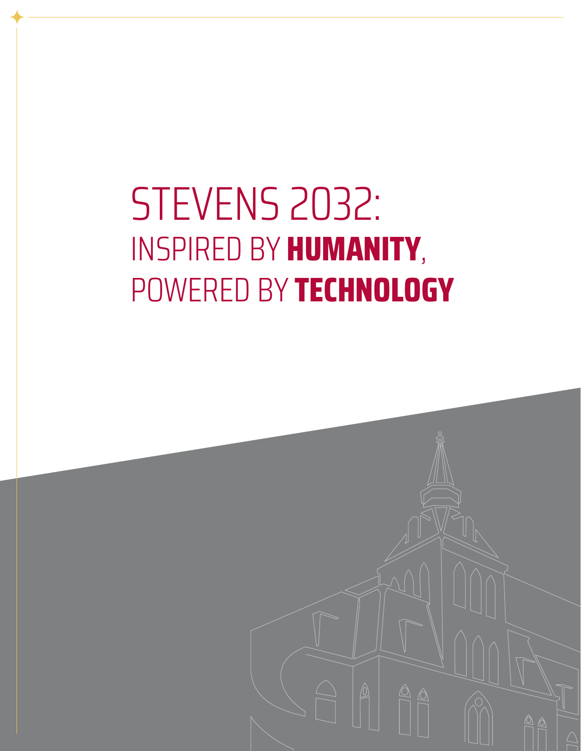# STEVENS 2032: INSPIRED BY **HUMANITY**, POWERED BY **TECHNOLOGY**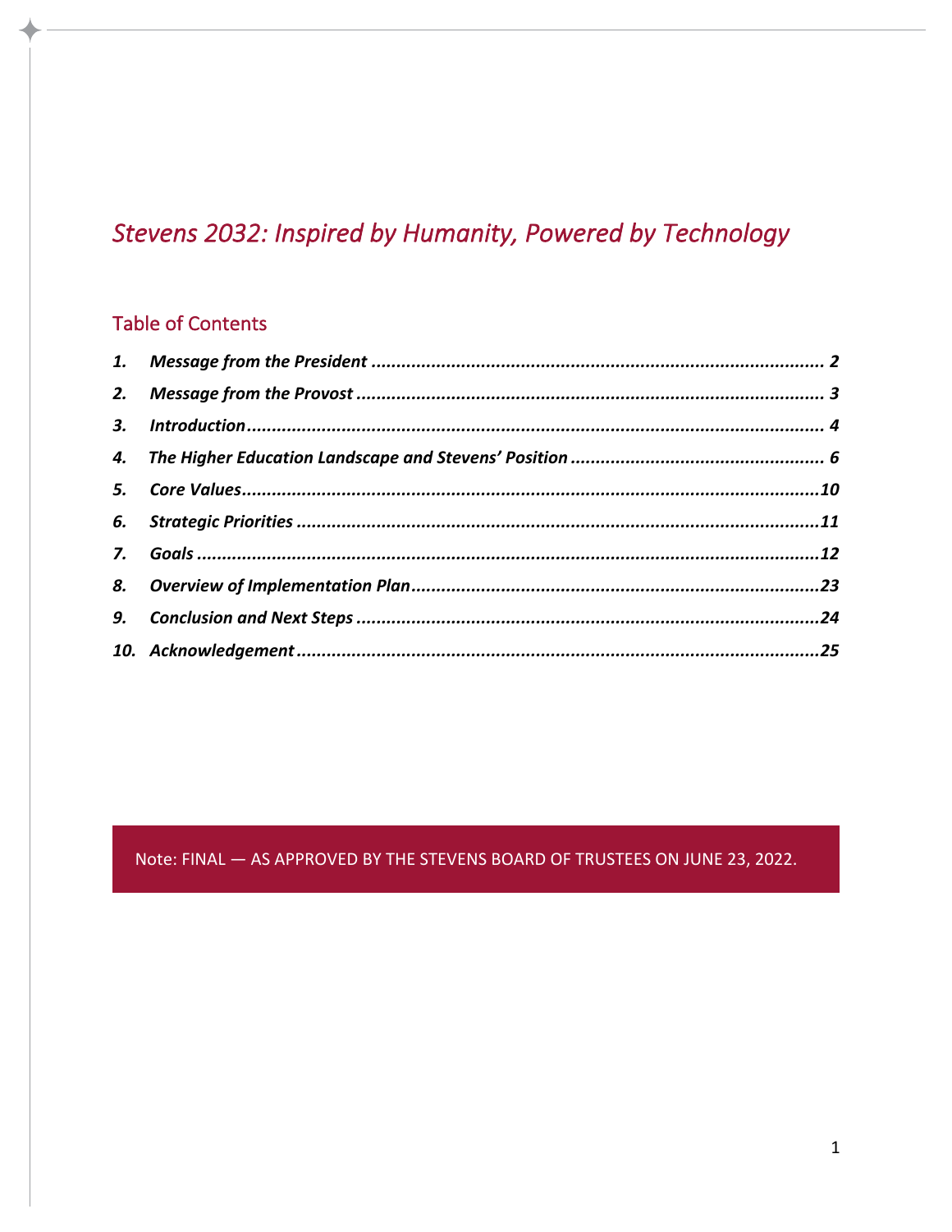# Stevens 2032: Inspired by Humanity, Powered by Technology

## Table of Contents

1. ***Message from the President*** ............................................................................................ ***2***
2. ***Message from the Provost*** ............................................................................................... ***3***
3. ***Introduction*** ..................................................................................................................... ***4***
4. ***The Higher Education Landscape and Stevens' Position*** .................................................... ***6***
5. ***Core Values*** ................................................................................................................... ***10***
6. ***Strategic Priorities*** ......................................................................................................... ***11***
7. ***Goals*** ............................................................................................................................. ***12***
8. ***Overview of Implementation Plan*** .................................................................................. ***23***
9. ***Conclusion and Next Steps*** ............................................................................................. ***24***
10. ***Acknowledgement*** ......................................................................................................... ***25***

Note: FINAL — AS APPROVED BY THE STEVENS BOARD OF TRUSTEES ON JUNE 23, 2022.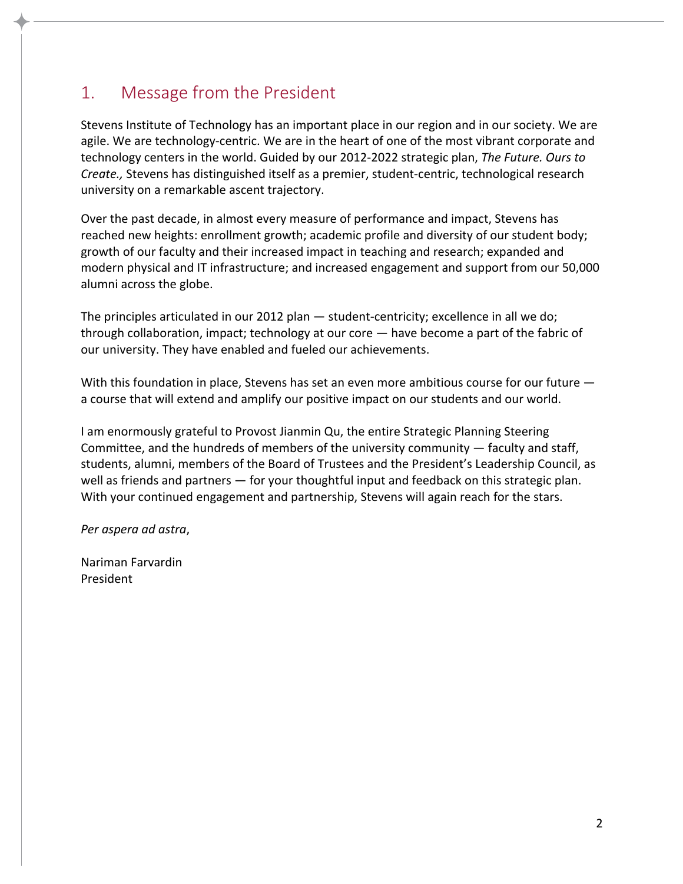# 1. Message from the President

Stevens Institute of Technology has an important place in our region and in our society. We are agile. We are technology-centric. We are in the heart of one of the most vibrant corporate and technology centers in the world. Guided by our 2012-2022 strategic plan, *The Future. Ours to Create.,* Stevens has distinguished itself as a premier, student-centric, technological research university on a remarkable ascent trajectory.

Over the past decade, in almost every measure of performance and impact, Stevens has reached new heights: enrollment growth; academic profile and diversity of our student body; growth of our faculty and their increased impact in teaching and research; expanded and modern physical and IT infrastructure; and increased engagement and support from our 50,000 alumni across the globe.

The principles articulated in our 2012 plan — student-centricity; excellence in all we do; through collaboration, impact; technology at our core — have become a part of the fabric of our university. They have enabled and fueled our achievements.

With this foundation in place, Stevens has set an even more ambitious course for our future — a course that will extend and amplify our positive impact on our students and our world.

I am enormously grateful to Provost Jianmin Qu, the entire Strategic Planning Steering Committee, and the hundreds of members of the university community — faculty and staff, students, alumni, members of the Board of Trustees and the President's Leadership Council, as well as friends and partners — for your thoughtful input and feedback on this strategic plan. With your continued engagement and partnership, Stevens will again reach for the stars.

*Per aspera ad astra*,

Nariman Farvardin
President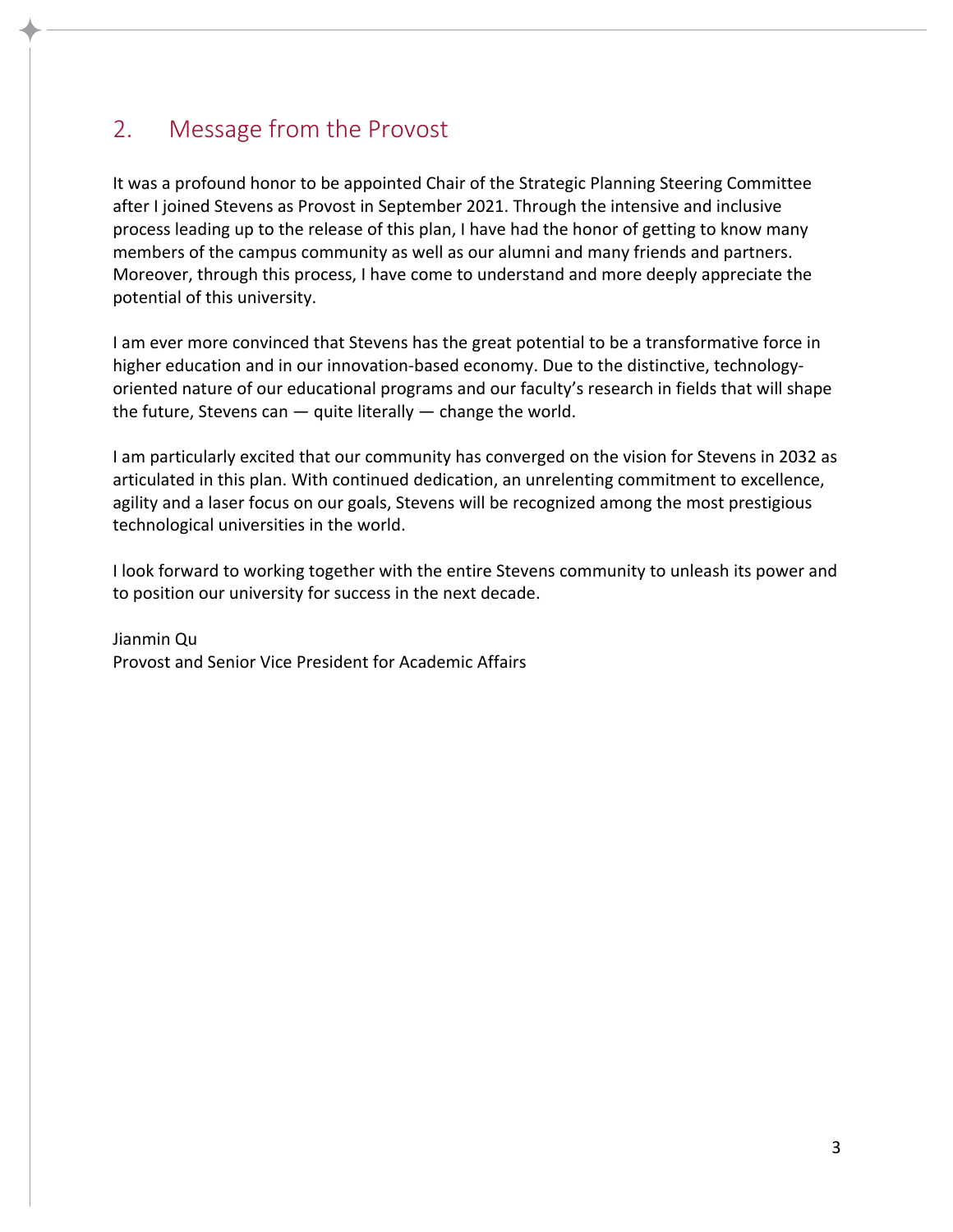## 2. Message from the Provost

It was a profound honor to be appointed Chair of the Strategic Planning Steering Committee after I joined Stevens as Provost in September 2021. Through the intensive and inclusive process leading up to the release of this plan, I have had the honor of getting to know many members of the campus community as well as our alumni and many friends and partners. Moreover, through this process, I have come to understand and more deeply appreciate the potential of this university.

I am ever more convinced that Stevens has the great potential to be a transformative force in higher education and in our innovation-based economy. Due to the distinctive, technology-oriented nature of our educational programs and our faculty's research in fields that will shape the future, Stevens can — quite literally — change the world.

I am particularly excited that our community has converged on the vision for Stevens in 2032 as articulated in this plan. With continued dedication, an unrelenting commitment to excellence, agility and a laser focus on our goals, Stevens will be recognized among the most prestigious technological universities in the world.

I look forward to working together with the entire Stevens community to unleash its power and to position our university for success in the next decade.

Jianmin Qu
Provost and Senior Vice President for Academic Affairs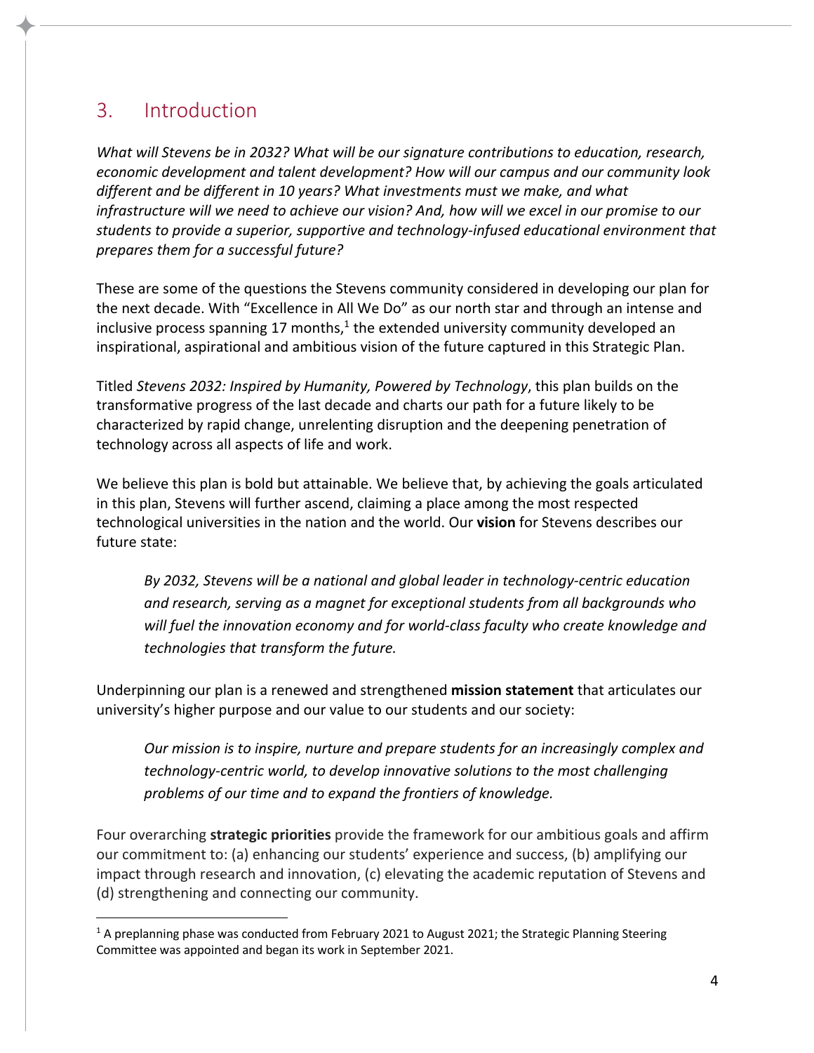## 3. Introduction

*What will Stevens be in 2032? What will be our signature contributions to education, research, economic development and talent development? How will our campus and our community look different and be different in 10 years? What investments must we make, and what infrastructure will we need to achieve our vision? And, how will we excel in our promise to our students to provide a superior, supportive and technology-infused educational environment that prepares them for a successful future?*

These are some of the questions the Stevens community considered in developing our plan for the next decade. With "Excellence in All We Do" as our north star and through an intense and inclusive process spanning 17 months,[1] the extended university community developed an inspirational, aspirational and ambitious vision of the future captured in this Strategic Plan.

Titled *Stevens 2032: Inspired by Humanity, Powered by Technology*, this plan builds on the transformative progress of the last decade and charts our path for a future likely to be characterized by rapid change, unrelenting disruption and the deepening penetration of technology across all aspects of life and work.

We believe this plan is bold but attainable. We believe that, by achieving the goals articulated in this plan, Stevens will further ascend, claiming a place among the most respected technological universities in the nation and the world. Our **vision** for Stevens describes our future state:

> *By 2032, Stevens will be a national and global leader in technology-centric education and research, serving as a magnet for exceptional students from all backgrounds who will fuel the innovation economy and for world-class faculty who create knowledge and technologies that transform the future.*

Underpinning our plan is a renewed and strengthened **mission statement** that articulates our university's higher purpose and our value to our students and our society:

> *Our mission is to inspire, nurture and prepare students for an increasingly complex and technology-centric world, to develop innovative solutions to the most challenging problems of our time and to expand the frontiers of knowledge.*

Four overarching **strategic priorities** provide the framework for our ambitious goals and affirm our commitment to: (a) enhancing our students' experience and success, (b) amplifying our impact through research and innovation, (c) elevating the academic reputation of Stevens and (d) strengthening and connecting our community.

---

[1] A preplanning phase was conducted from February 2021 to August 2021; the Strategic Planning Steering Committee was appointed and began its work in September 2021.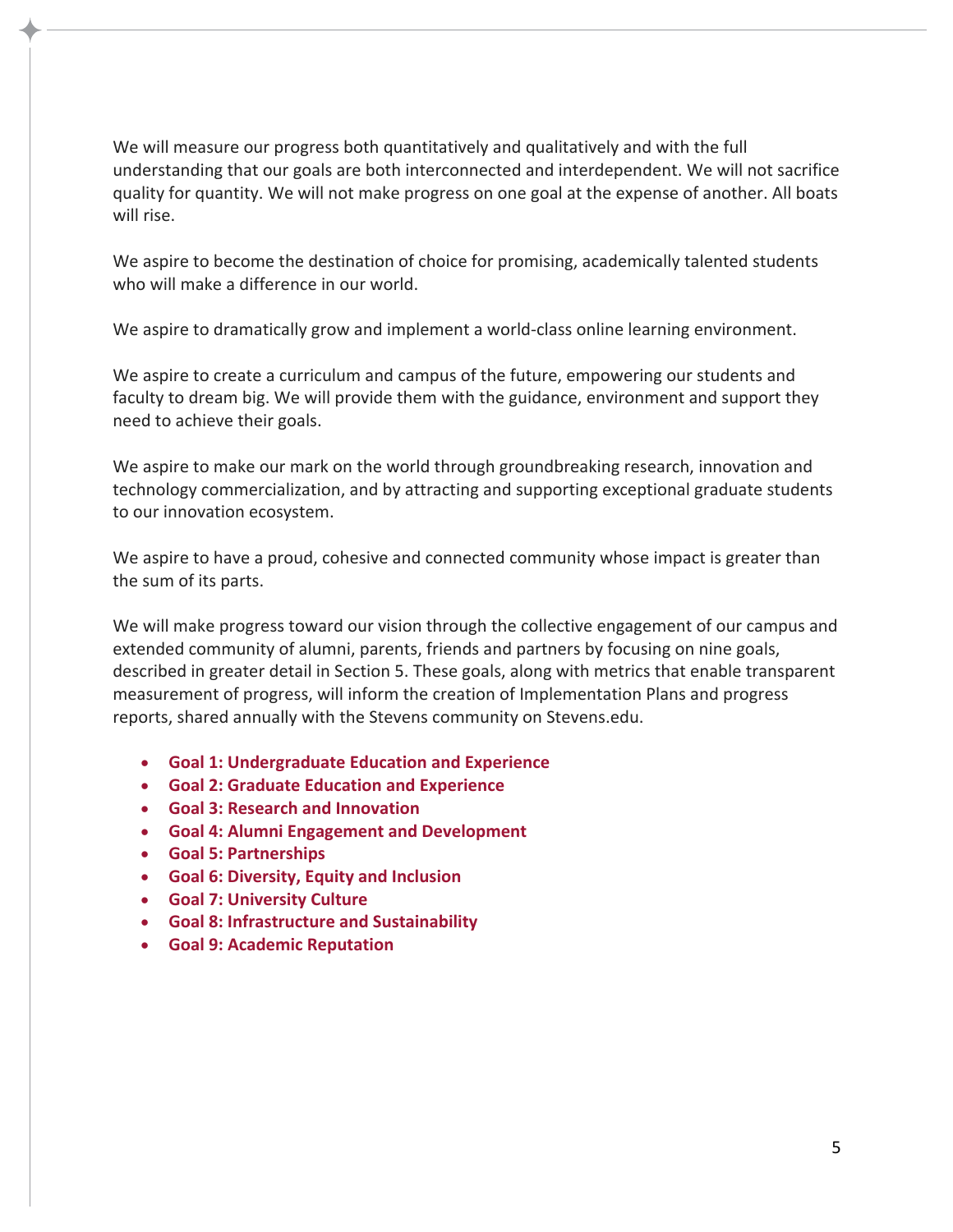We will measure our progress both quantitatively and qualitatively and with the full understanding that our goals are both interconnected and interdependent. We will not sacrifice quality for quantity. We will not make progress on one goal at the expense of another. All boats will rise.

We aspire to become the destination of choice for promising, academically talented students who will make a difference in our world.

We aspire to dramatically grow and implement a world-class online learning environment.

We aspire to create a curriculum and campus of the future, empowering our students and faculty to dream big. We will provide them with the guidance, environment and support they need to achieve their goals.

We aspire to make our mark on the world through groundbreaking research, innovation and technology commercialization, and by attracting and supporting exceptional graduate students to our innovation ecosystem.

We aspire to have a proud, cohesive and connected community whose impact is greater than the sum of its parts.

We will make progress toward our vision through the collective engagement of our campus and extended community of alumni, parents, friends and partners by focusing on nine goals, described in greater detail in Section 5. These goals, along with metrics that enable transparent measurement of progress, will inform the creation of Implementation Plans and progress reports, shared annually with the Stevens community on Stevens.edu.

- **Goal 1: Undergraduate Education and Experience**
- **Goal 2: Graduate Education and Experience**
- **Goal 3: Research and Innovation**
- **Goal 4: Alumni Engagement and Development**
- **Goal 5: Partnerships**
- **Goal 6: Diversity, Equity and Inclusion**
- **Goal 7: University Culture**
- **Goal 8: Infrastructure and Sustainability**
- **Goal 9: Academic Reputation**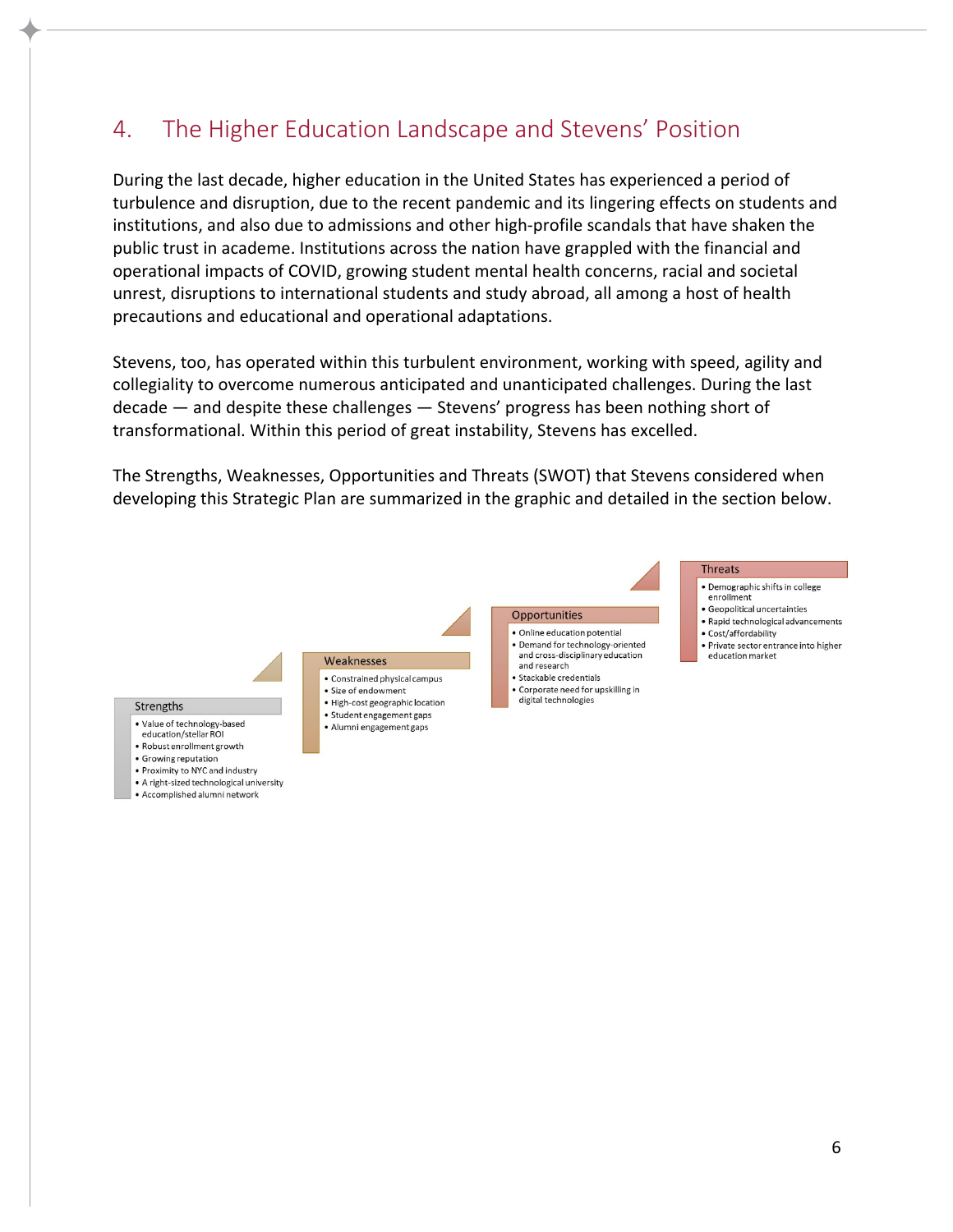## 4. The Higher Education Landscape and Stevens' Position

During the last decade, higher education in the United States has experienced a period of turbulence and disruption, due to the recent pandemic and its lingering effects on students and institutions, and also due to admissions and other high-profile scandals that have shaken the public trust in academe. Institutions across the nation have grappled with the financial and operational impacts of COVID, growing student mental health concerns, racial and societal unrest, disruptions to international students and study abroad, all among a host of health precautions and educational and operational adaptations.

Stevens, too, has operated within this turbulent environment, working with speed, agility and collegiality to overcome numerous anticipated and unanticipated challenges. During the last decade — and despite these challenges — Stevens' progress has been nothing short of transformational. Within this period of great instability, Stevens has excelled.

The Strengths, Weaknesses, Opportunities and Threats (SWOT) that Stevens considered when developing this Strategic Plan are summarized in the graphic and detailed in the section below.

Strengths
- Value of technology-based education/stellar ROI
- Robust enrollment growth
- Growing reputation
- Proximity to NYC and industry
- A right-sized technological university
- Accomplished alumni network

Weaknesses
- Constrained physical campus
- Size of endowment
- High-cost geographic location
- Student engagement gaps
- Alumni engagement gaps

Opportunities
- Online education potential
- Demand for technology-oriented and cross-disciplinary education and research
- Stackable credentials
- Corporate need for upskilling in digital technologies

Threats
- Demographic shifts in college enrollment
- Geopolitical uncertainties
- Rapid technological advancements
- Cost/affordability
- Private sector entrance into higher education market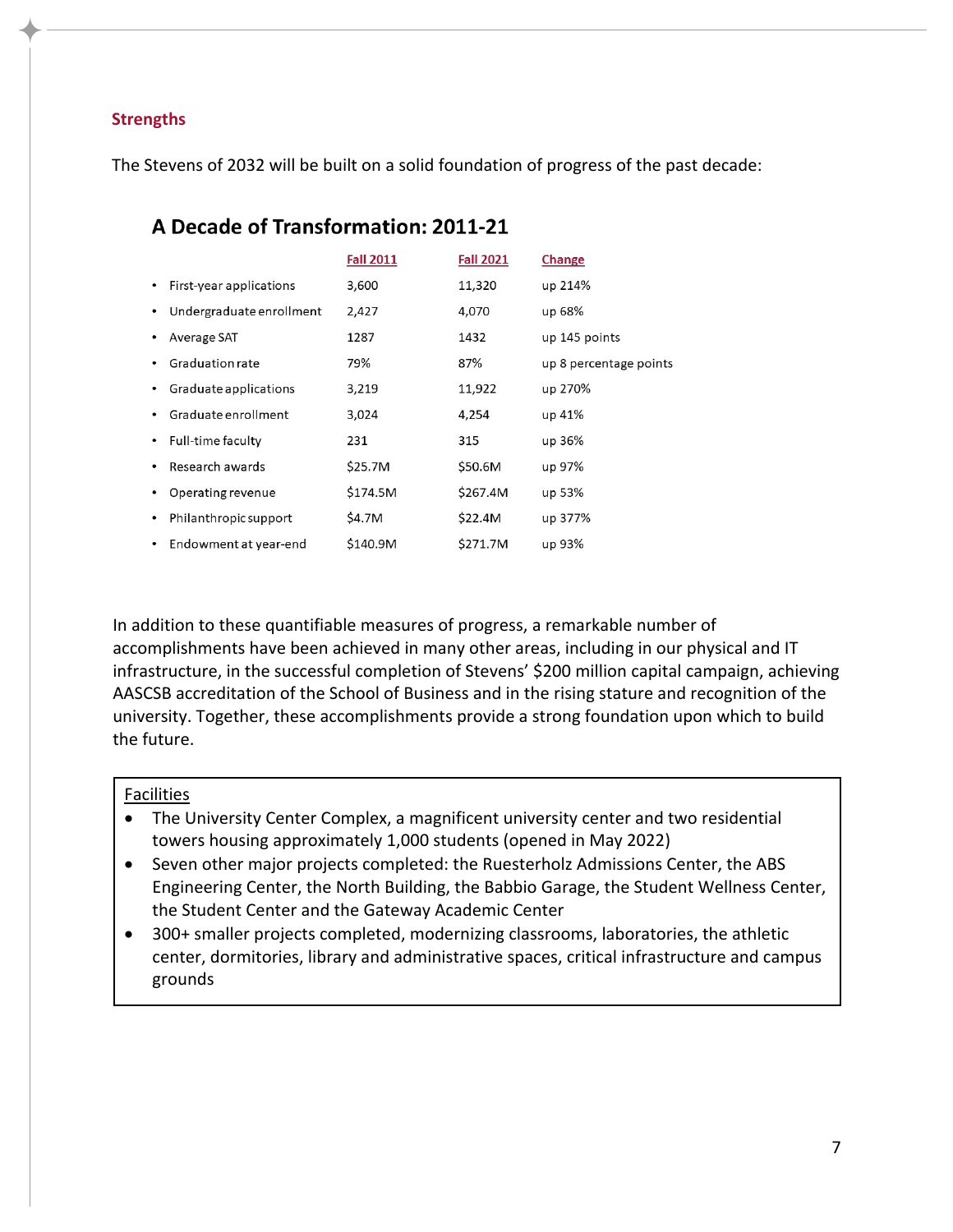## Strengths

The Stevens of 2032 will be built on a solid foundation of progress of the past decade:

### A Decade of Transformation: 2011-21

| | Fall 2011 | Fall 2021 | Change |
|---|---|---|---|
| First-year applications | 3,600 | 11,320 | up 214% |
| Undergraduate enrollment | 2,427 | 4,070 | up 68% |
| Average SAT | 1287 | 1432 | up 145 points |
| Graduation rate | 79% | 87% | up 8 percentage points |
| Graduate applications | 3,219 | 11,922 | up 270% |
| Graduate enrollment | 3,024 | 4,254 | up 41% |
| Full-time faculty | 231 | 315 | up 36% |
| Research awards | $25.7M | $50.6M | up 97% |
| Operating revenue | $174.5M | $267.4M | up 53% |
| Philanthropic support | $4.7M | $22.4M | up 377% |
| Endowment at year-end | $140.9M | $271.7M | up 93% |

In addition to these quantifiable measures of progress, a remarkable number of accomplishments have been achieved in many other areas, including in our physical and IT infrastructure, in the successful completion of Stevens' $200 million capital campaign, achieving AASCSB accreditation of the School of Business and in the rising stature and recognition of the university. Together, these accomplishments provide a strong foundation upon which to build the future.

Facilities

- The University Center Complex, a magnificent university center and two residential towers housing approximately 1,000 students (opened in May 2022)
- Seven other major projects completed: the Ruesterholz Admissions Center, the ABS Engineering Center, the North Building, the Babbio Garage, the Student Wellness Center, the Student Center and the Gateway Academic Center
- 300+ smaller projects completed, modernizing classrooms, laboratories, the athletic center, dormitories, library and administrative spaces, critical infrastructure and campus grounds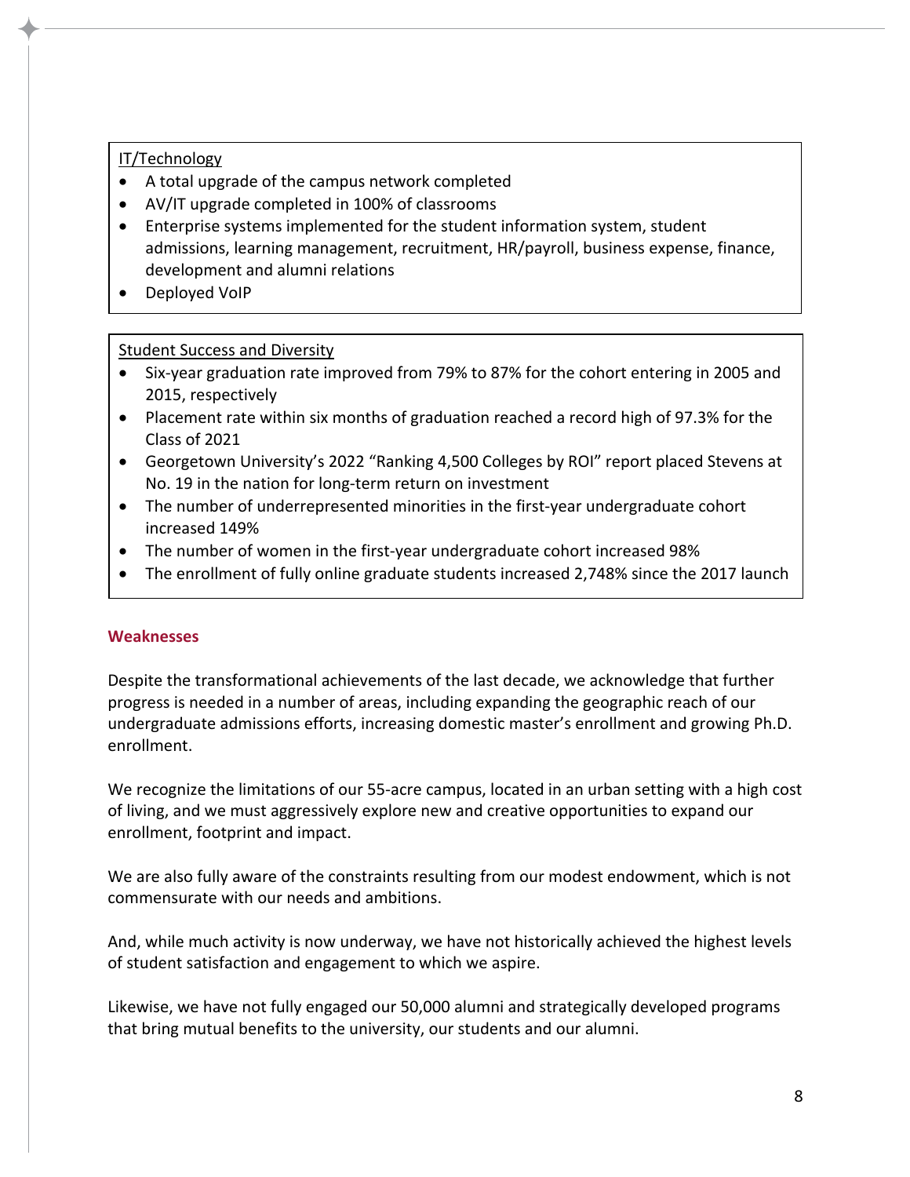IT/Technology

- A total upgrade of the campus network completed
- AV/IT upgrade completed in 100% of classrooms
- Enterprise systems implemented for the student information system, student admissions, learning management, recruitment, HR/payroll, business expense, finance, development and alumni relations
- Deployed VoIP

Student Success and Diversity

- Six-year graduation rate improved from 79% to 87% for the cohort entering in 2005 and 2015, respectively
- Placement rate within six months of graduation reached a record high of 97.3% for the Class of 2021
- Georgetown University's 2022 "Ranking 4,500 Colleges by ROI" report placed Stevens at No. 19 in the nation for long-term return on investment
- The number of underrepresented minorities in the first-year undergraduate cohort increased 149%
- The number of women in the first-year undergraduate cohort increased 98%
- The enrollment of fully online graduate students increased 2,748% since the 2017 launch

## Weaknesses

Despite the transformational achievements of the last decade, we acknowledge that further progress is needed in a number of areas, including expanding the geographic reach of our undergraduate admissions efforts, increasing domestic master's enrollment and growing Ph.D. enrollment.

We recognize the limitations of our 55-acre campus, located in an urban setting with a high cost of living, and we must aggressively explore new and creative opportunities to expand our enrollment, footprint and impact.

We are also fully aware of the constraints resulting from our modest endowment, which is not commensurate with our needs and ambitions.

And, while much activity is now underway, we have not historically achieved the highest levels of student satisfaction and engagement to which we aspire.

Likewise, we have not fully engaged our 50,000 alumni and strategically developed programs that bring mutual benefits to the university, our students and our alumni.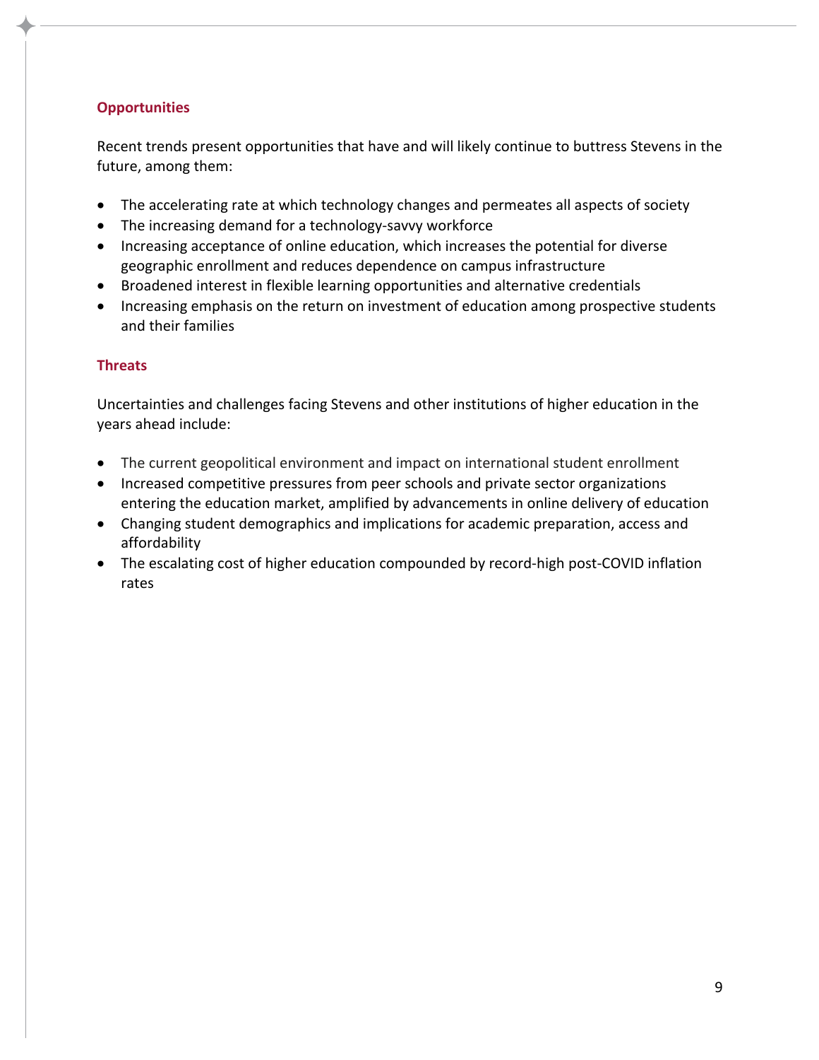### Opportunities

Recent trends present opportunities that have and will likely continue to buttress Stevens in the future, among them:

- The accelerating rate at which technology changes and permeates all aspects of society
- The increasing demand for a technology-savvy workforce
- Increasing acceptance of online education, which increases the potential for diverse geographic enrollment and reduces dependence on campus infrastructure
- Broadened interest in flexible learning opportunities and alternative credentials
- Increasing emphasis on the return on investment of education among prospective students and their families

### Threats

Uncertainties and challenges facing Stevens and other institutions of higher education in the years ahead include:

- The current geopolitical environment and impact on international student enrollment
- Increased competitive pressures from peer schools and private sector organizations entering the education market, amplified by advancements in online delivery of education
- Changing student demographics and implications for academic preparation, access and affordability
- The escalating cost of higher education compounded by record-high post-COVID inflation rates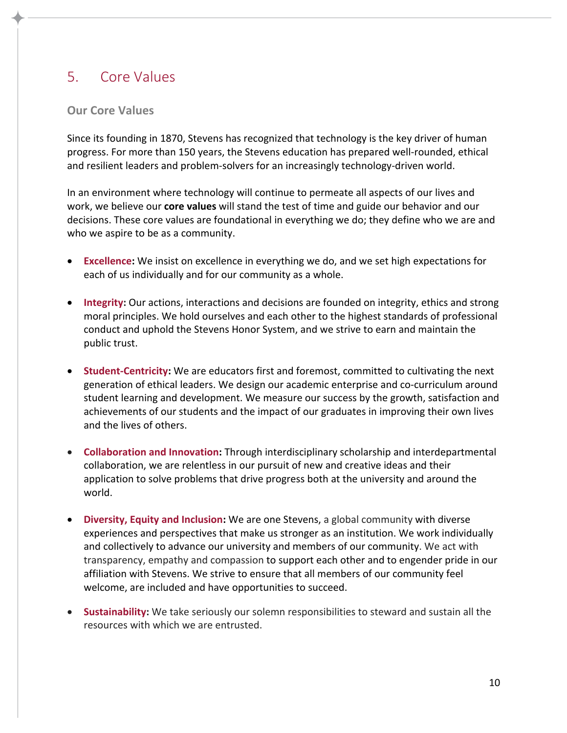## 5. Core Values

### Our Core Values

Since its founding in 1870, Stevens has recognized that technology is the key driver of human progress. For more than 150 years, the Stevens education has prepared well-rounded, ethical and resilient leaders and problem-solvers for an increasingly technology-driven world.

In an environment where technology will continue to permeate all aspects of our lives and work, we believe our **core values** will stand the test of time and guide our behavior and our decisions. These core values are foundational in everything we do; they define who we are and who we aspire to be as a community.

- **Excellence:** We insist on excellence in everything we do, and we set high expectations for each of us individually and for our community as a whole.

- **Integrity:** Our actions, interactions and decisions are founded on integrity, ethics and strong moral principles. We hold ourselves and each other to the highest standards of professional conduct and uphold the Stevens Honor System, and we strive to earn and maintain the public trust.

- **Student-Centricity:** We are educators first and foremost, committed to cultivating the next generation of ethical leaders. We design our academic enterprise and co-curriculum around student learning and development. We measure our success by the growth, satisfaction and achievements of our students and the impact of our graduates in improving their own lives and the lives of others.

- **Collaboration and Innovation:** Through interdisciplinary scholarship and interdepartmental collaboration, we are relentless in our pursuit of new and creative ideas and their application to solve problems that drive progress both at the university and around the world.

- **Diversity, Equity and Inclusion:** We are one Stevens, a global community with diverse experiences and perspectives that make us stronger as an institution. We work individually and collectively to advance our university and members of our community. We act with transparency, empathy and compassion to support each other and to engender pride in our affiliation with Stevens. We strive to ensure that all members of our community feel welcome, are included and have opportunities to succeed.

- **Sustainability:** We take seriously our solemn responsibilities to steward and sustain all the resources with which we are entrusted.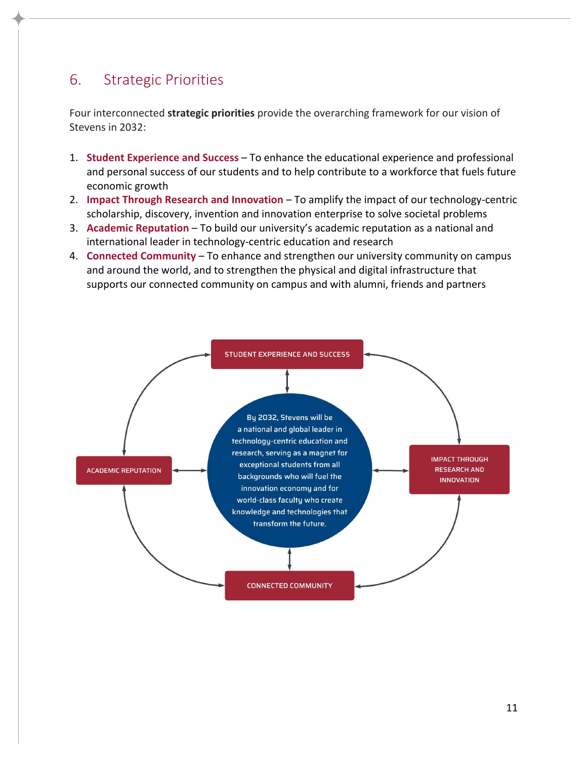## 6. Strategic Priorities

Four interconnected **strategic priorities** provide the overarching framework for our vision of Stevens in 2032:

1. **Student Experience and Success** – To enhance the educational experience and professional and personal success of our students and to help contribute to a workforce that fuels future economic growth
2. **Impact Through Research and Innovation** – To amplify the impact of our technology-centric scholarship, discovery, invention and innovation enterprise to solve societal problems
3. **Academic Reputation** – To build our university's academic reputation as a national and international leader in technology-centric education and research
4. **Connected Community** – To enhance and strengthen our university community on campus and around the world, and to strengthen the physical and digital infrastructure that supports our connected community on campus and with alumni, friends and partners

STUDENT EXPERIENCE AND SUCCESS

ACADEMIC REPUTATION

By 2032, Stevens will be a national and global leader in technology-centric education and research, serving as a magnet for exceptional students from all backgrounds who will fuel the innovation economy and for world-class faculty who create knowledge and technologies that transform the future.

IMPACT THROUGH RESEARCH AND INNOVATION

CONNECTED COMMUNITY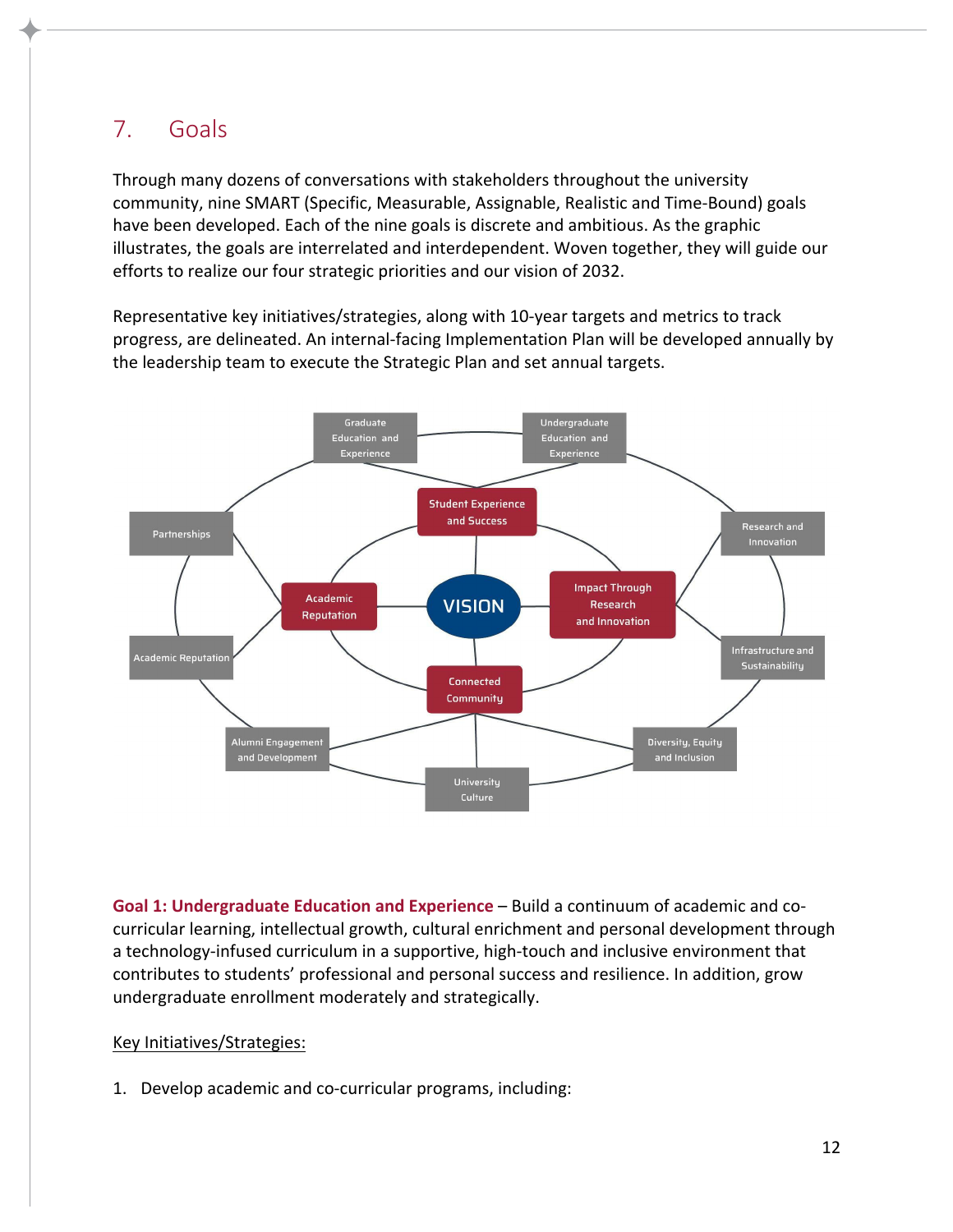## 7. Goals

Through many dozens of conversations with stakeholders throughout the university community, nine SMART (Specific, Measurable, Assignable, Realistic and Time-Bound) goals have been developed. Each of the nine goals is discrete and ambitious. As the graphic illustrates, the goals are interrelated and interdependent. Woven together, they will guide our efforts to realize our four strategic priorities and our vision of 2032.

Representative key initiatives/strategies, along with 10-year targets and metrics to track progress, are delineated. An internal-facing Implementation Plan will be developed annually by the leadership team to execute the Strategic Plan and set annual targets.

Graduate Education and Experience
Undergraduate Education and Experience
Student Experience and Success
Partnerships
Research and Innovation
Academic Reputation
VISION
Impact Through Research and Innovation
Academic Reputation
Infrastructure and Sustainability
Connected Community
Alumni Engagement and Development
Diversity, Equity and Inclusion
University Culture

**Goal 1: Undergraduate Education and Experience** – Build a continuum of academic and co-curricular learning, intellectual growth, cultural enrichment and personal development through a technology-infused curriculum in a supportive, high-touch and inclusive environment that contributes to students' professional and personal success and resilience. In addition, grow undergraduate enrollment moderately and strategically.

Key Initiatives/Strategies:

1. Develop academic and co-curricular programs, including: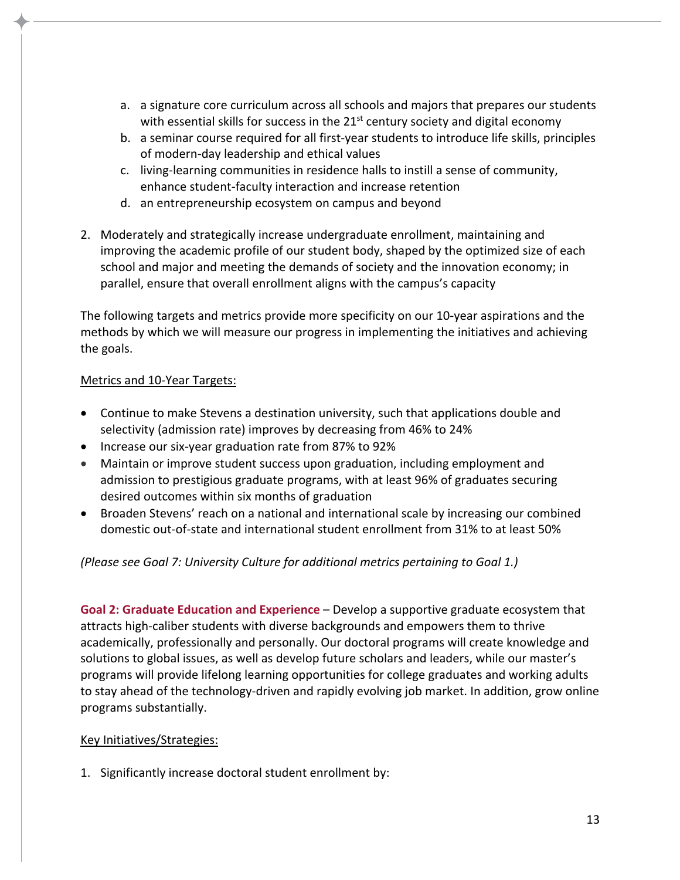a. a signature core curriculum across all schools and majors that prepares our students with essential skills for success in the 21st century society and digital economy
   b. a seminar course required for all first-year students to introduce life skills, principles of modern-day leadership and ethical values
   c. living-learning communities in residence halls to instill a sense of community, enhance student-faculty interaction and increase retention
   d. an entrepreneurship ecosystem on campus and beyond

2. Moderately and strategically increase undergraduate enrollment, maintaining and improving the academic profile of our student body, shaped by the optimized size of each school and major and meeting the demands of society and the innovation economy; in parallel, ensure that overall enrollment aligns with the campus's capacity

The following targets and metrics provide more specificity on our 10-year aspirations and the methods by which we will measure our progress in implementing the initiatives and achieving the goals.

<u>Metrics and 10-Year Targets:</u>

- Continue to make Stevens a destination university, such that applications double and selectivity (admission rate) improves by decreasing from 46% to 24%
- Increase our six-year graduation rate from 87% to 92%
- Maintain or improve student success upon graduation, including employment and admission to prestigious graduate programs, with at least 96% of graduates securing desired outcomes within six months of graduation
- Broaden Stevens' reach on a national and international scale by increasing our combined domestic out-of-state and international student enrollment from 31% to at least 50%

*(Please see Goal 7: University Culture for additional metrics pertaining to Goal 1.)*

**Goal 2: Graduate Education and Experience** – Develop a supportive graduate ecosystem that attracts high-caliber students with diverse backgrounds and empowers them to thrive academically, professionally and personally. Our doctoral programs will create knowledge and solutions to global issues, as well as develop future scholars and leaders, while our master's programs will provide lifelong learning opportunities for college graduates and working adults to stay ahead of the technology-driven and rapidly evolving job market. In addition, grow online programs substantially.

<u>Key Initiatives/Strategies:</u>

1. Significantly increase doctoral student enrollment by: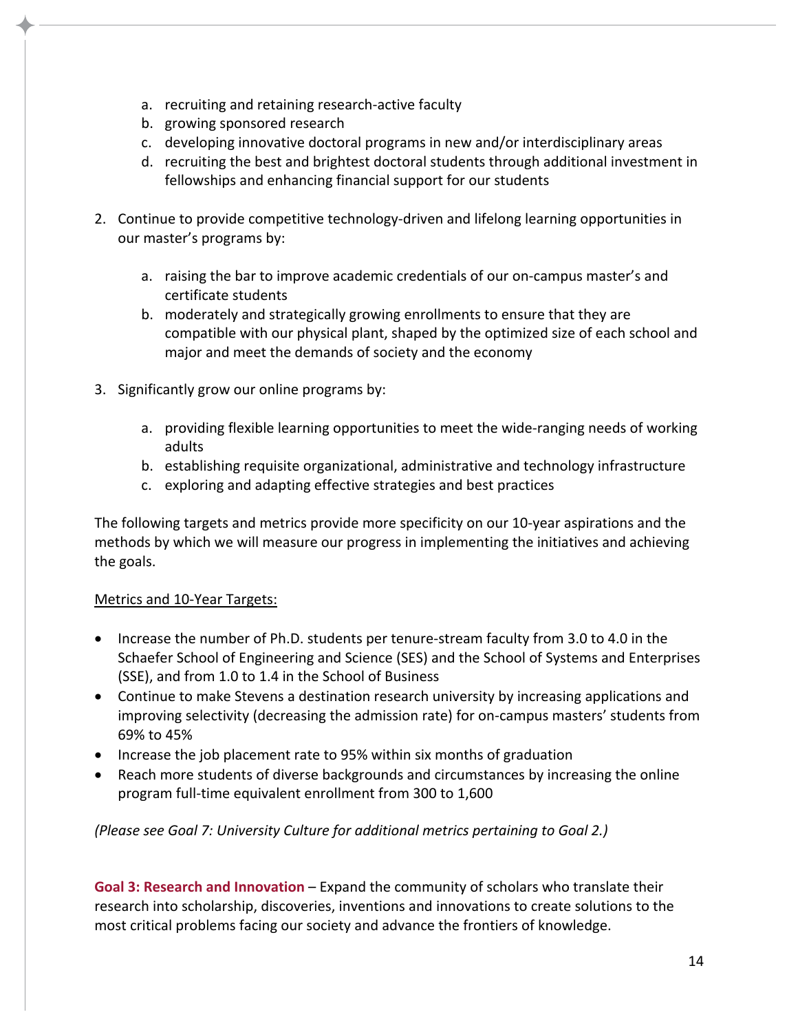a. recruiting and retaining research-active faculty
   b. growing sponsored research
   c. developing innovative doctoral programs in new and/or interdisciplinary areas
   d. recruiting the best and brightest doctoral students through additional investment in fellowships and enhancing financial support for our students

2. Continue to provide competitive technology-driven and lifelong learning opportunities in our master's programs by:

   a. raising the bar to improve academic credentials of our on-campus master's and certificate students
   b. moderately and strategically growing enrollments to ensure that they are compatible with our physical plant, shaped by the optimized size of each school and major and meet the demands of society and the economy

3. Significantly grow our online programs by:

   a. providing flexible learning opportunities to meet the wide-ranging needs of working adults
   b. establishing requisite organizational, administrative and technology infrastructure
   c. exploring and adapting effective strategies and best practices

The following targets and metrics provide more specificity on our 10-year aspirations and the methods by which we will measure our progress in implementing the initiatives and achieving the goals.

Metrics and 10-Year Targets:

- Increase the number of Ph.D. students per tenure-stream faculty from 3.0 to 4.0 in the Schaefer School of Engineering and Science (SES) and the School of Systems and Enterprises (SSE), and from 1.0 to 1.4 in the School of Business
- Continue to make Stevens a destination research university by increasing applications and improving selectivity (decreasing the admission rate) for on-campus masters' students from 69% to 45%
- Increase the job placement rate to 95% within six months of graduation
- Reach more students of diverse backgrounds and circumstances by increasing the online program full-time equivalent enrollment from 300 to 1,600

*(Please see Goal 7: University Culture for additional metrics pertaining to Goal 2.)*

**Goal 3: Research and Innovation** – Expand the community of scholars who translate their research into scholarship, discoveries, inventions and innovations to create solutions to the most critical problems facing our society and advance the frontiers of knowledge.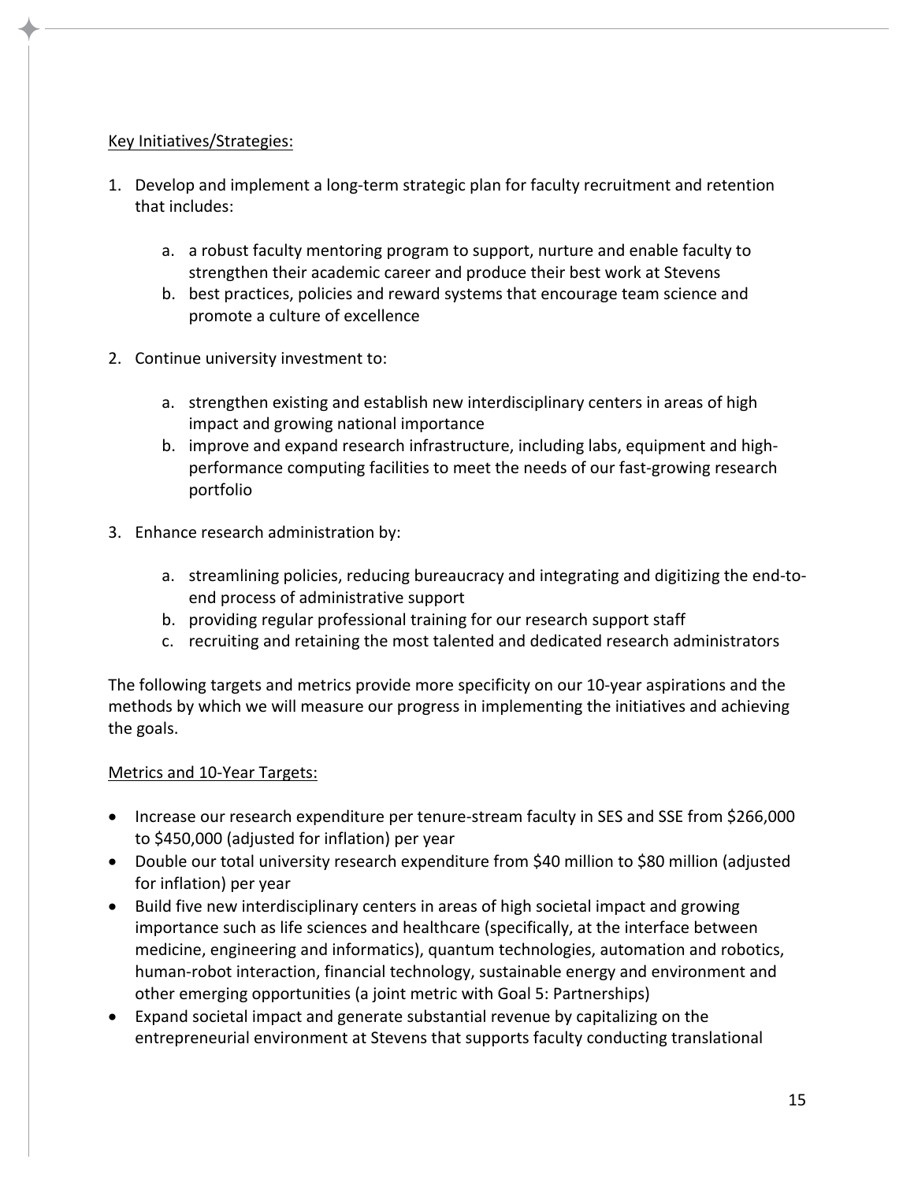Key Initiatives/Strategies:

1. Develop and implement a long-term strategic plan for faculty recruitment and retention that includes:

    a. a robust faculty mentoring program to support, nurture and enable faculty to strengthen their academic career and produce their best work at Stevens
    b. best practices, policies and reward systems that encourage team science and promote a culture of excellence

2. Continue university investment to:

    a. strengthen existing and establish new interdisciplinary centers in areas of high impact and growing national importance
    b. improve and expand research infrastructure, including labs, equipment and high-performance computing facilities to meet the needs of our fast-growing research portfolio

3. Enhance research administration by:

    a. streamlining policies, reducing bureaucracy and integrating and digitizing the end-to-end process of administrative support
    b. providing regular professional training for our research support staff
    c. recruiting and retaining the most talented and dedicated research administrators

The following targets and metrics provide more specificity on our 10-year aspirations and the methods by which we will measure our progress in implementing the initiatives and achieving the goals.

Metrics and 10-Year Targets:

- Increase our research expenditure per tenure-stream faculty in SES and SSE from $266,000 to $450,000 (adjusted for inflation) per year
- Double our total university research expenditure from $40 million to $80 million (adjusted for inflation) per year
- Build five new interdisciplinary centers in areas of high societal impact and growing importance such as life sciences and healthcare (specifically, at the interface between medicine, engineering and informatics), quantum technologies, automation and robotics, human-robot interaction, financial technology, sustainable energy and environment and other emerging opportunities (a joint metric with Goal 5: Partnerships)
- Expand societal impact and generate substantial revenue by capitalizing on the entrepreneurial environment at Stevens that supports faculty conducting translational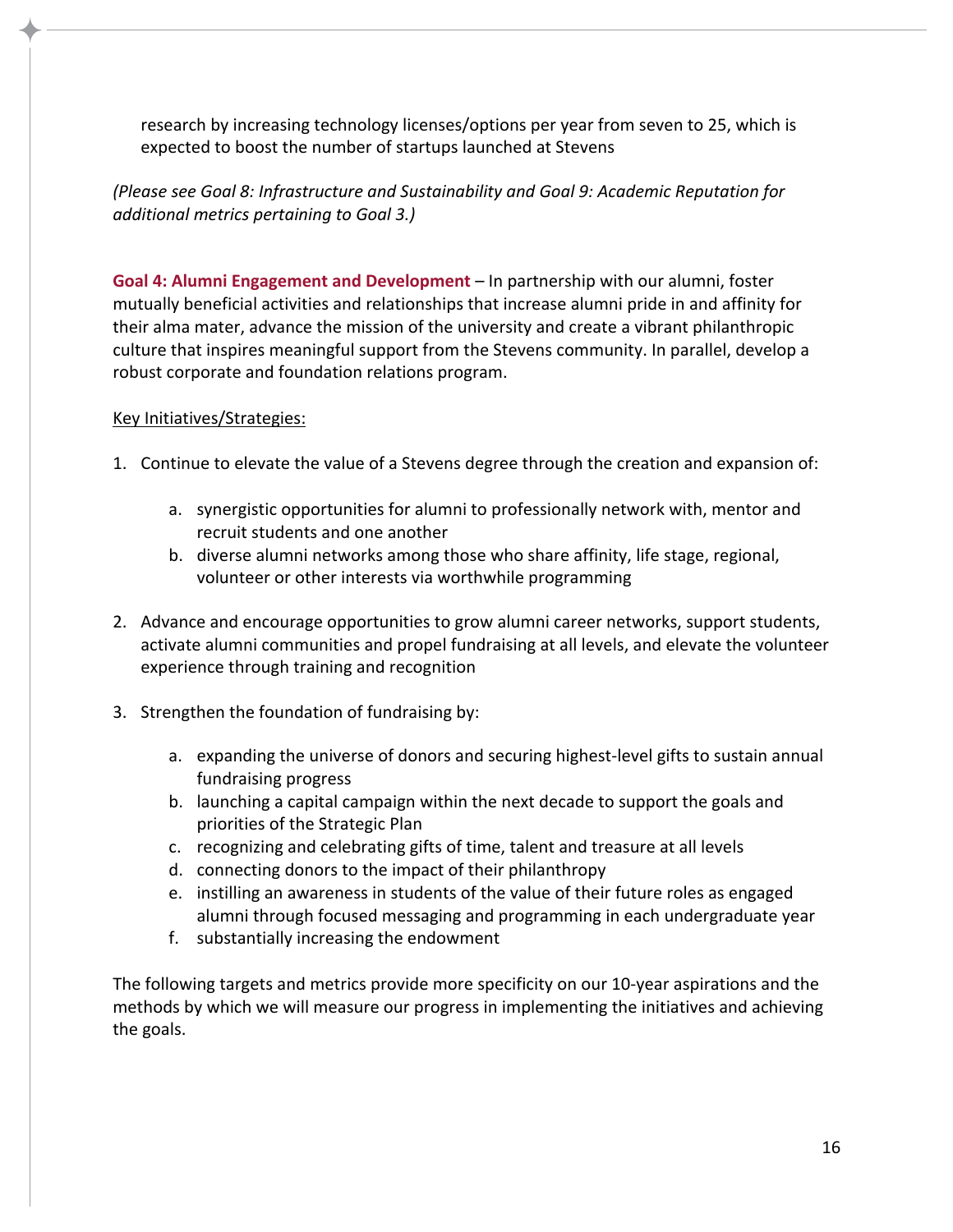research by increasing technology licenses/options per year from seven to 25, which is expected to boost the number of startups launched at Stevens

*(Please see Goal 8: Infrastructure and Sustainability and Goal 9: Academic Reputation for additional metrics pertaining to Goal 3.)*

**Goal 4: Alumni Engagement and Development** – In partnership with our alumni, foster mutually beneficial activities and relationships that increase alumni pride in and affinity for their alma mater, advance the mission of the university and create a vibrant philanthropic culture that inspires meaningful support from the Stevens community. In parallel, develop a robust corporate and foundation relations program.

<u>Key Initiatives/Strategies:</u>

1. Continue to elevate the value of a Stevens degree through the creation and expansion of:
    a. synergistic opportunities for alumni to professionally network with, mentor and recruit students and one another
    b. diverse alumni networks among those who share affinity, life stage, regional, volunteer or other interests via worthwhile programming

2. Advance and encourage opportunities to grow alumni career networks, support students, activate alumni communities and propel fundraising at all levels, and elevate the volunteer experience through training and recognition

3. Strengthen the foundation of fundraising by:
    a. expanding the universe of donors and securing highest-level gifts to sustain annual fundraising progress
    b. launching a capital campaign within the next decade to support the goals and priorities of the Strategic Plan
    c. recognizing and celebrating gifts of time, talent and treasure at all levels
    d. connecting donors to the impact of their philanthropy
    e. instilling an awareness in students of the value of their future roles as engaged alumni through focused messaging and programming in each undergraduate year
    f. substantially increasing the endowment

The following targets and metrics provide more specificity on our 10-year aspirations and the methods by which we will measure our progress in implementing the initiatives and achieving the goals.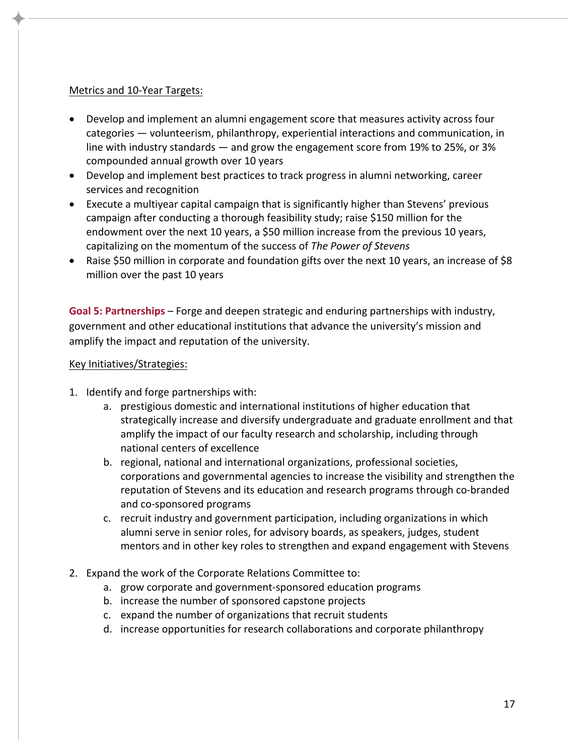Metrics and 10-Year Targets:

- Develop and implement an alumni engagement score that measures activity across four categories — volunteerism, philanthropy, experiential interactions and communication, in line with industry standards — and grow the engagement score from 19% to 25%, or 3% compounded annual growth over 10 years
- Develop and implement best practices to track progress in alumni networking, career services and recognition
- Execute a multiyear capital campaign that is significantly higher than Stevens' previous campaign after conducting a thorough feasibility study; raise $150 million for the endowment over the next 10 years, a $50 million increase from the previous 10 years, capitalizing on the momentum of the success of *The Power of Stevens*
- Raise $50 million in corporate and foundation gifts over the next 10 years, an increase of $8 million over the past 10 years

**Goal 5: Partnerships** – Forge and deepen strategic and enduring partnerships with industry, government and other educational institutions that advance the university's mission and amplify the impact and reputation of the university.

Key Initiatives/Strategies:

1. Identify and forge partnerships with:
    a. prestigious domestic and international institutions of higher education that strategically increase and diversify undergraduate and graduate enrollment and that amplify the impact of our faculty research and scholarship, including through national centers of excellence
    b. regional, national and international organizations, professional societies, corporations and governmental agencies to increase the visibility and strengthen the reputation of Stevens and its education and research programs through co-branded and co-sponsored programs
    c. recruit industry and government participation, including organizations in which alumni serve in senior roles, for advisory boards, as speakers, judges, student mentors and in other key roles to strengthen and expand engagement with Stevens

2. Expand the work of the Corporate Relations Committee to:
    a. grow corporate and government-sponsored education programs
    b. increase the number of sponsored capstone projects
    c. expand the number of organizations that recruit students
    d. increase opportunities for research collaborations and corporate philanthropy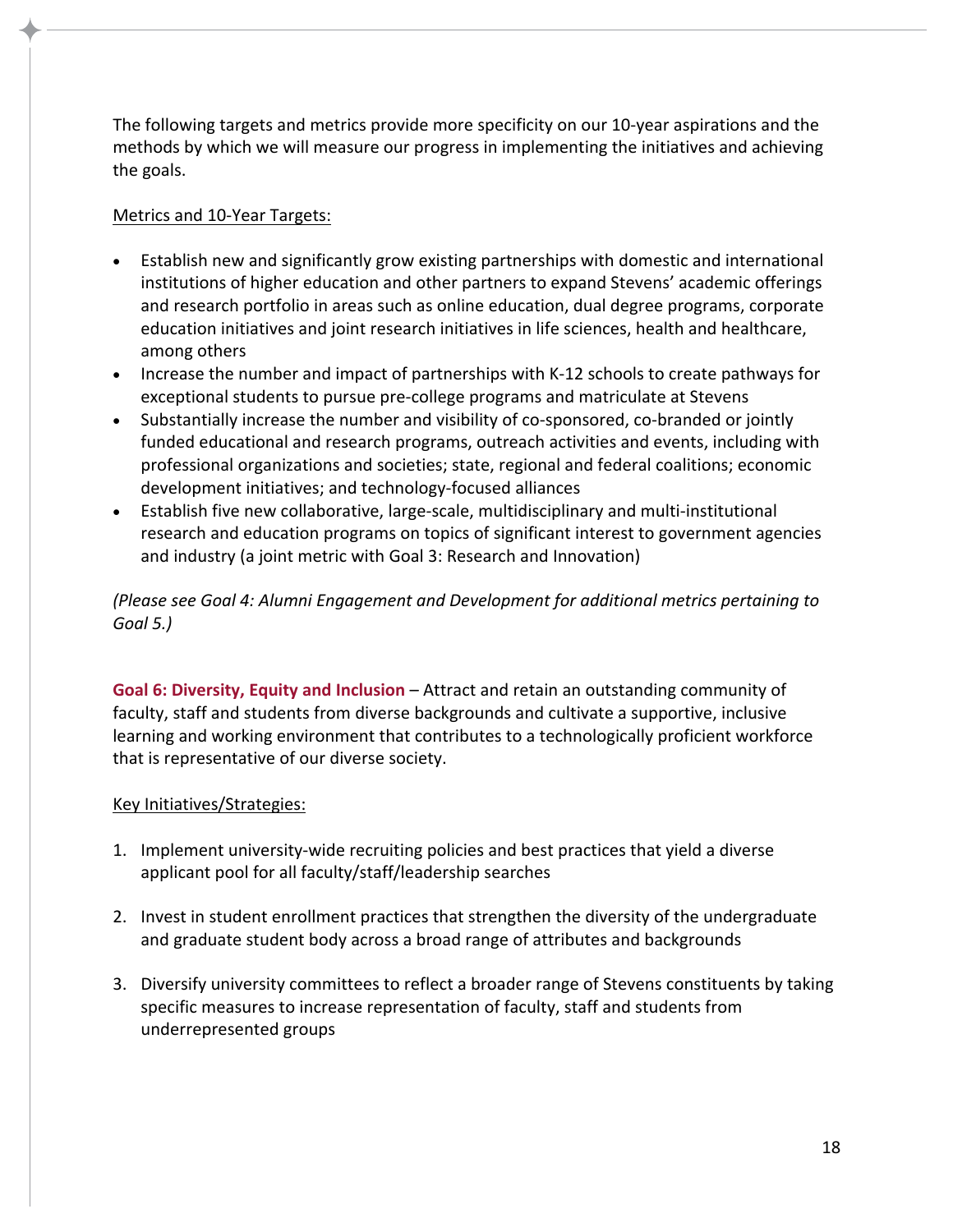The following targets and metrics provide more specificity on our 10-year aspirations and the methods by which we will measure our progress in implementing the initiatives and achieving the goals.

Metrics and 10-Year Targets:

- Establish new and significantly grow existing partnerships with domestic and international institutions of higher education and other partners to expand Stevens' academic offerings and research portfolio in areas such as online education, dual degree programs, corporate education initiatives and joint research initiatives in life sciences, health and healthcare, among others
- Increase the number and impact of partnerships with K-12 schools to create pathways for exceptional students to pursue pre-college programs and matriculate at Stevens
- Substantially increase the number and visibility of co-sponsored, co-branded or jointly funded educational and research programs, outreach activities and events, including with professional organizations and societies; state, regional and federal coalitions; economic development initiatives; and technology-focused alliances
- Establish five new collaborative, large-scale, multidisciplinary and multi-institutional research and education programs on topics of significant interest to government agencies and industry (a joint metric with Goal 3: Research and Innovation)

*(Please see Goal 4: Alumni Engagement and Development for additional metrics pertaining to Goal 5.)*

**Goal 6: Diversity, Equity and Inclusion** – Attract and retain an outstanding community of faculty, staff and students from diverse backgrounds and cultivate a supportive, inclusive learning and working environment that contributes to a technologically proficient workforce that is representative of our diverse society.

Key Initiatives/Strategies:

1. Implement university-wide recruiting policies and best practices that yield a diverse applicant pool for all faculty/staff/leadership searches

2. Invest in student enrollment practices that strengthen the diversity of the undergraduate and graduate student body across a broad range of attributes and backgrounds

3. Diversify university committees to reflect a broader range of Stevens constituents by taking specific measures to increase representation of faculty, staff and students from underrepresented groups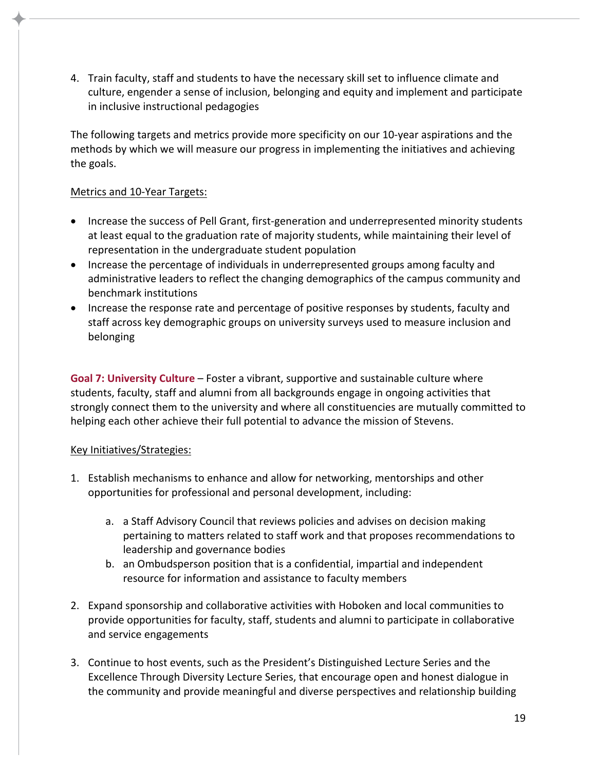4. Train faculty, staff and students to have the necessary skill set to influence climate and culture, engender a sense of inclusion, belonging and equity and implement and participate in inclusive instructional pedagogies

The following targets and metrics provide more specificity on our 10-year aspirations and the methods by which we will measure our progress in implementing the initiatives and achieving the goals.

Metrics and 10-Year Targets:

- Increase the success of Pell Grant, first-generation and underrepresented minority students at least equal to the graduation rate of majority students, while maintaining their level of representation in the undergraduate student population
- Increase the percentage of individuals in underrepresented groups among faculty and administrative leaders to reflect the changing demographics of the campus community and benchmark institutions
- Increase the response rate and percentage of positive responses by students, faculty and staff across key demographic groups on university surveys used to measure inclusion and belonging

**Goal 7: University Culture** – Foster a vibrant, supportive and sustainable culture where students, faculty, staff and alumni from all backgrounds engage in ongoing activities that strongly connect them to the university and where all constituencies are mutually committed to helping each other achieve their full potential to advance the mission of Stevens.

Key Initiatives/Strategies:

1. Establish mechanisms to enhance and allow for networking, mentorships and other opportunities for professional and personal development, including:

    a. a Staff Advisory Council that reviews policies and advises on decision making pertaining to matters related to staff work and that proposes recommendations to leadership and governance bodies
    b. an Ombudsperson position that is a confidential, impartial and independent resource for information and assistance to faculty members

2. Expand sponsorship and collaborative activities with Hoboken and local communities to provide opportunities for faculty, staff, students and alumni to participate in collaborative and service engagements

3. Continue to host events, such as the President's Distinguished Lecture Series and the Excellence Through Diversity Lecture Series, that encourage open and honest dialogue in the community and provide meaningful and diverse perspectives and relationship building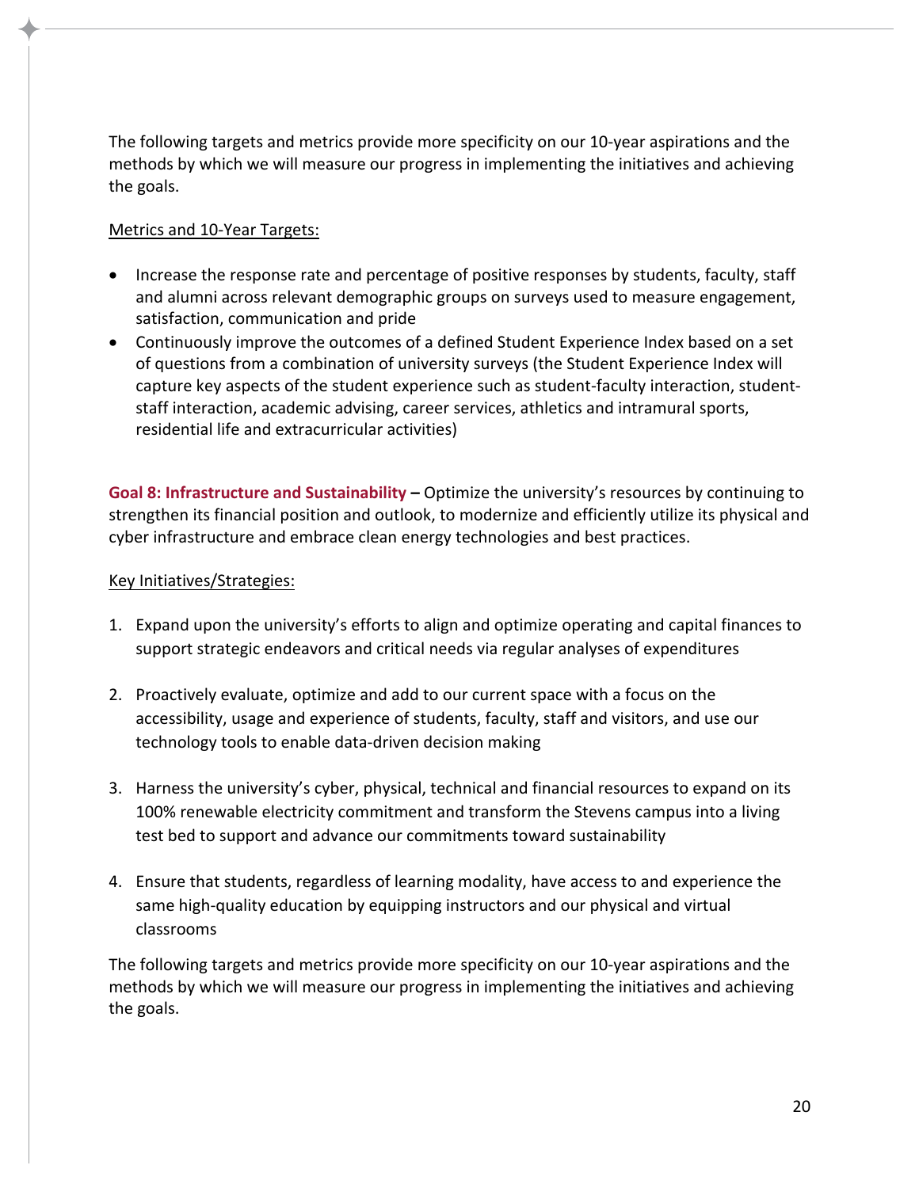The following targets and metrics provide more specificity on our 10-year aspirations and the methods by which we will measure our progress in implementing the initiatives and achieving the goals.

Metrics and 10-Year Targets:

- Increase the response rate and percentage of positive responses by students, faculty, staff and alumni across relevant demographic groups on surveys used to measure engagement, satisfaction, communication and pride
- Continuously improve the outcomes of a defined Student Experience Index based on a set of questions from a combination of university surveys (the Student Experience Index will capture key aspects of the student experience such as student-faculty interaction, student-staff interaction, academic advising, career services, athletics and intramural sports, residential life and extracurricular activities)

**Goal 8: Infrastructure and Sustainability –** Optimize the university's resources by continuing to strengthen its financial position and outlook, to modernize and efficiently utilize its physical and cyber infrastructure and embrace clean energy technologies and best practices.

Key Initiatives/Strategies:

1. Expand upon the university's efforts to align and optimize operating and capital finances to support strategic endeavors and critical needs via regular analyses of expenditures
2. Proactively evaluate, optimize and add to our current space with a focus on the accessibility, usage and experience of students, faculty, staff and visitors, and use our technology tools to enable data-driven decision making
3. Harness the university's cyber, physical, technical and financial resources to expand on its 100% renewable electricity commitment and transform the Stevens campus into a living test bed to support and advance our commitments toward sustainability
4. Ensure that students, regardless of learning modality, have access to and experience the same high-quality education by equipping instructors and our physical and virtual classrooms

The following targets and metrics provide more specificity on our 10-year aspirations and the methods by which we will measure our progress in implementing the initiatives and achieving the goals.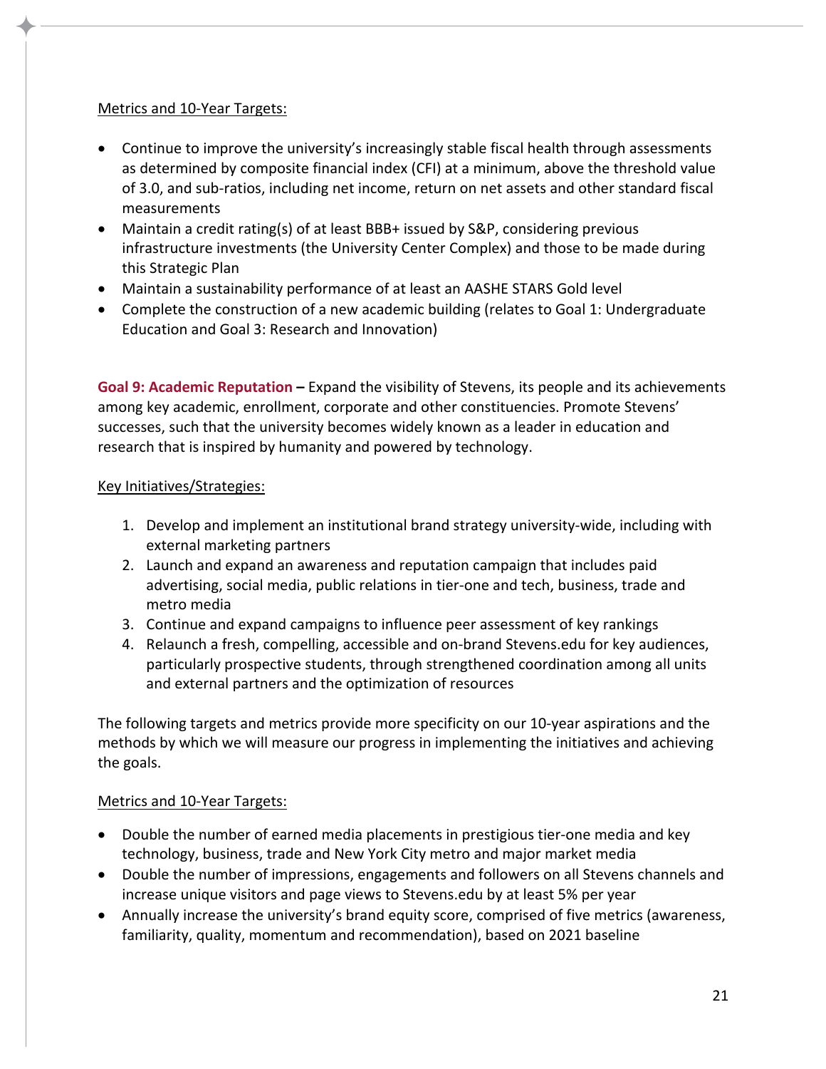Metrics and 10-Year Targets:

- Continue to improve the university's increasingly stable fiscal health through assessments as determined by composite financial index (CFI) at a minimum, above the threshold value of 3.0, and sub-ratios, including net income, return on net assets and other standard fiscal measurements
- Maintain a credit rating(s) of at least BBB+ issued by S&P, considering previous infrastructure investments (the University Center Complex) and those to be made during this Strategic Plan
- Maintain a sustainability performance of at least an AASHE STARS Gold level
- Complete the construction of a new academic building (relates to Goal 1: Undergraduate Education and Goal 3: Research and Innovation)

**Goal 9: Academic Reputation –** Expand the visibility of Stevens, its people and its achievements among key academic, enrollment, corporate and other constituencies. Promote Stevens' successes, such that the university becomes widely known as a leader in education and research that is inspired by humanity and powered by technology.

Key Initiatives/Strategies:

1. Develop and implement an institutional brand strategy university-wide, including with external marketing partners
2. Launch and expand an awareness and reputation campaign that includes paid advertising, social media, public relations in tier-one and tech, business, trade and metro media
3. Continue and expand campaigns to influence peer assessment of key rankings
4. Relaunch a fresh, compelling, accessible and on-brand Stevens.edu for key audiences, particularly prospective students, through strengthened coordination among all units and external partners and the optimization of resources

The following targets and metrics provide more specificity on our 10-year aspirations and the methods by which we will measure our progress in implementing the initiatives and achieving the goals.

Metrics and 10-Year Targets:

- Double the number of earned media placements in prestigious tier-one media and key technology, business, trade and New York City metro and major market media
- Double the number of impressions, engagements and followers on all Stevens channels and increase unique visitors and page views to Stevens.edu by at least 5% per year
- Annually increase the university's brand equity score, comprised of five metrics (awareness, familiarity, quality, momentum and recommendation), based on 2021 baseline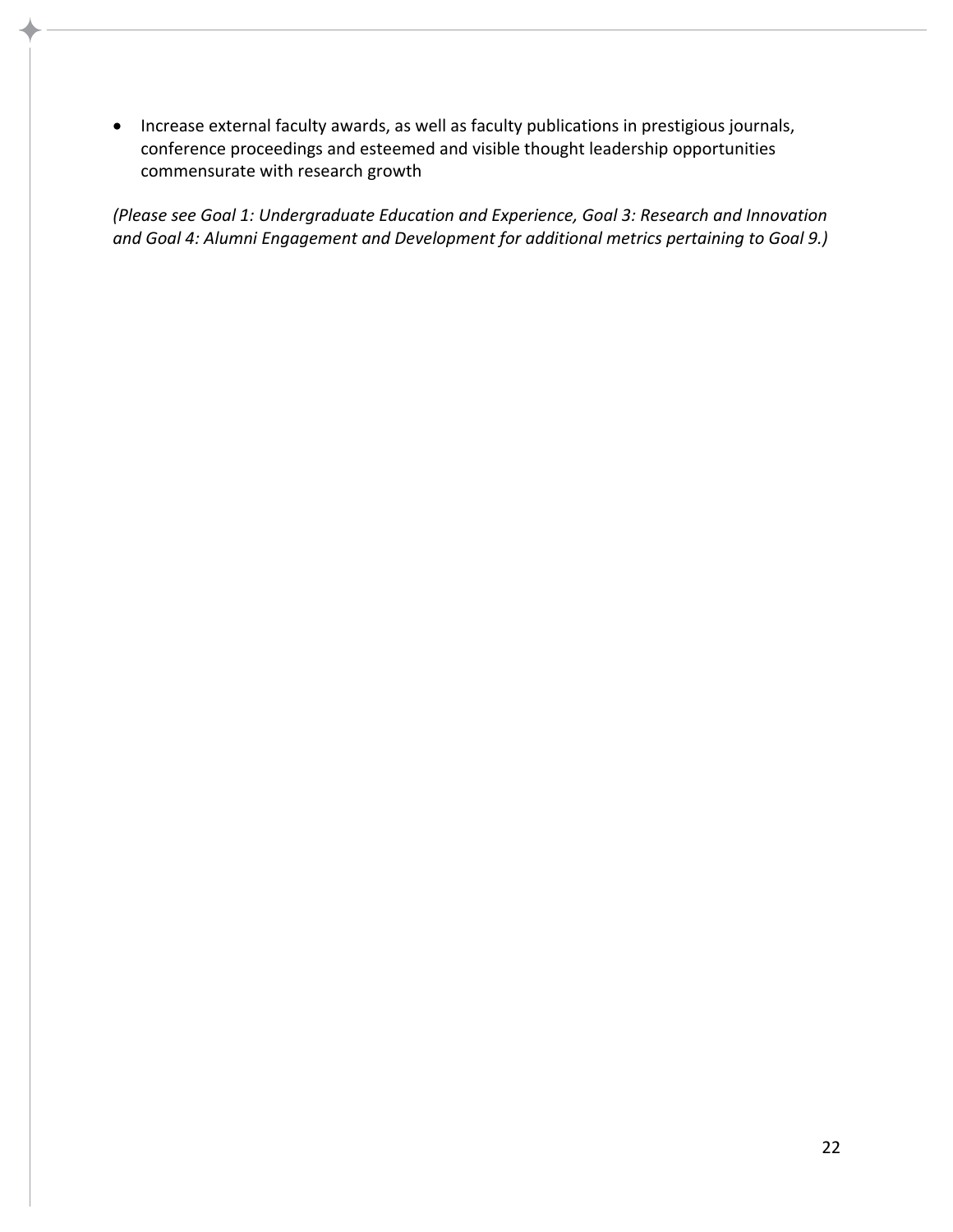- Increase external faculty awards, as well as faculty publications in prestigious journals, conference proceedings and esteemed and visible thought leadership opportunities commensurate with research growth

*(Please see Goal 1: Undergraduate Education and Experience, Goal 3: Research and Innovation and Goal 4: Alumni Engagement and Development for additional metrics pertaining to Goal 9.)*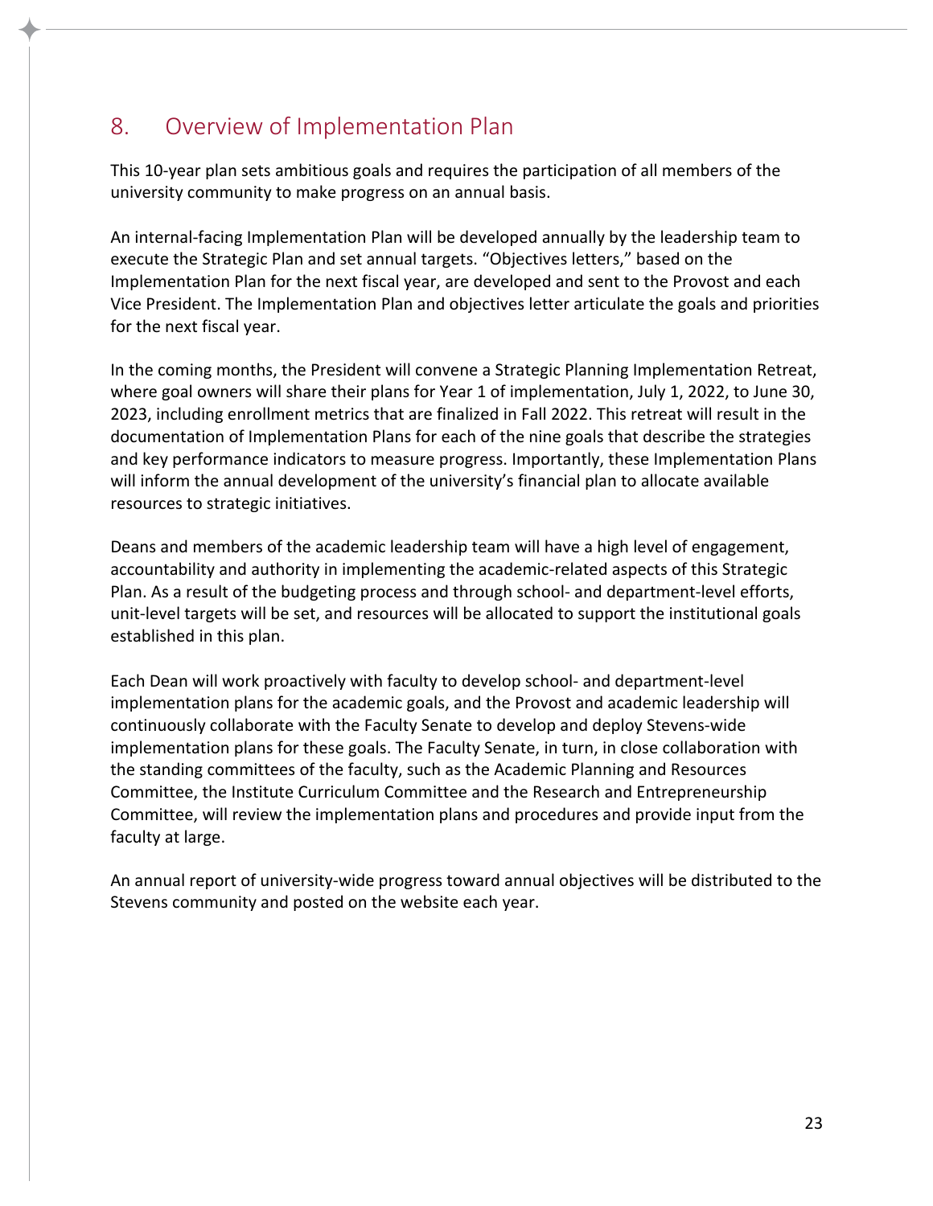## 8. Overview of Implementation Plan

This 10-year plan sets ambitious goals and requires the participation of all members of the university community to make progress on an annual basis.

An internal-facing Implementation Plan will be developed annually by the leadership team to execute the Strategic Plan and set annual targets. "Objectives letters," based on the Implementation Plan for the next fiscal year, are developed and sent to the Provost and each Vice President. The Implementation Plan and objectives letter articulate the goals and priorities for the next fiscal year.

In the coming months, the President will convene a Strategic Planning Implementation Retreat, where goal owners will share their plans for Year 1 of implementation, July 1, 2022, to June 30, 2023, including enrollment metrics that are finalized in Fall 2022. This retreat will result in the documentation of Implementation Plans for each of the nine goals that describe the strategies and key performance indicators to measure progress. Importantly, these Implementation Plans will inform the annual development of the university's financial plan to allocate available resources to strategic initiatives.

Deans and members of the academic leadership team will have a high level of engagement, accountability and authority in implementing the academic-related aspects of this Strategic Plan. As a result of the budgeting process and through school- and department-level efforts, unit-level targets will be set, and resources will be allocated to support the institutional goals established in this plan.

Each Dean will work proactively with faculty to develop school- and department-level implementation plans for the academic goals, and the Provost and academic leadership will continuously collaborate with the Faculty Senate to develop and deploy Stevens-wide implementation plans for these goals. The Faculty Senate, in turn, in close collaboration with the standing committees of the faculty, such as the Academic Planning and Resources Committee, the Institute Curriculum Committee and the Research and Entrepreneurship Committee, will review the implementation plans and procedures and provide input from the faculty at large.

An annual report of university-wide progress toward annual objectives will be distributed to the Stevens community and posted on the website each year.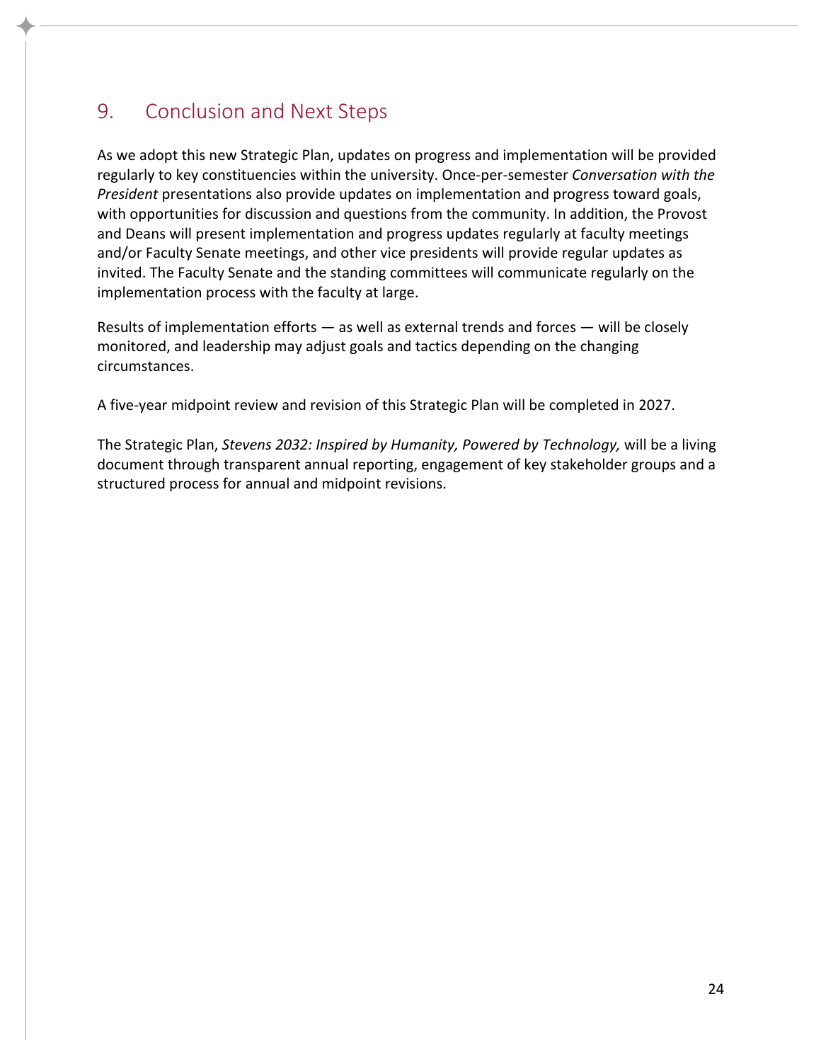## 9. Conclusion and Next Steps

As we adopt this new Strategic Plan, updates on progress and implementation will be provided regularly to key constituencies within the university. Once-per-semester *Conversation with the President* presentations also provide updates on implementation and progress toward goals, with opportunities for discussion and questions from the community. In addition, the Provost and Deans will present implementation and progress updates regularly at faculty meetings and/or Faculty Senate meetings, and other vice presidents will provide regular updates as invited. The Faculty Senate and the standing committees will communicate regularly on the implementation process with the faculty at large.

Results of implementation efforts — as well as external trends and forces — will be closely monitored, and leadership may adjust goals and tactics depending on the changing circumstances.

A five-year midpoint review and revision of this Strategic Plan will be completed in 2027.

The Strategic Plan, *Stevens 2032: Inspired by Humanity, Powered by Technology,* will be a living document through transparent annual reporting, engagement of key stakeholder groups and a structured process for annual and midpoint revisions.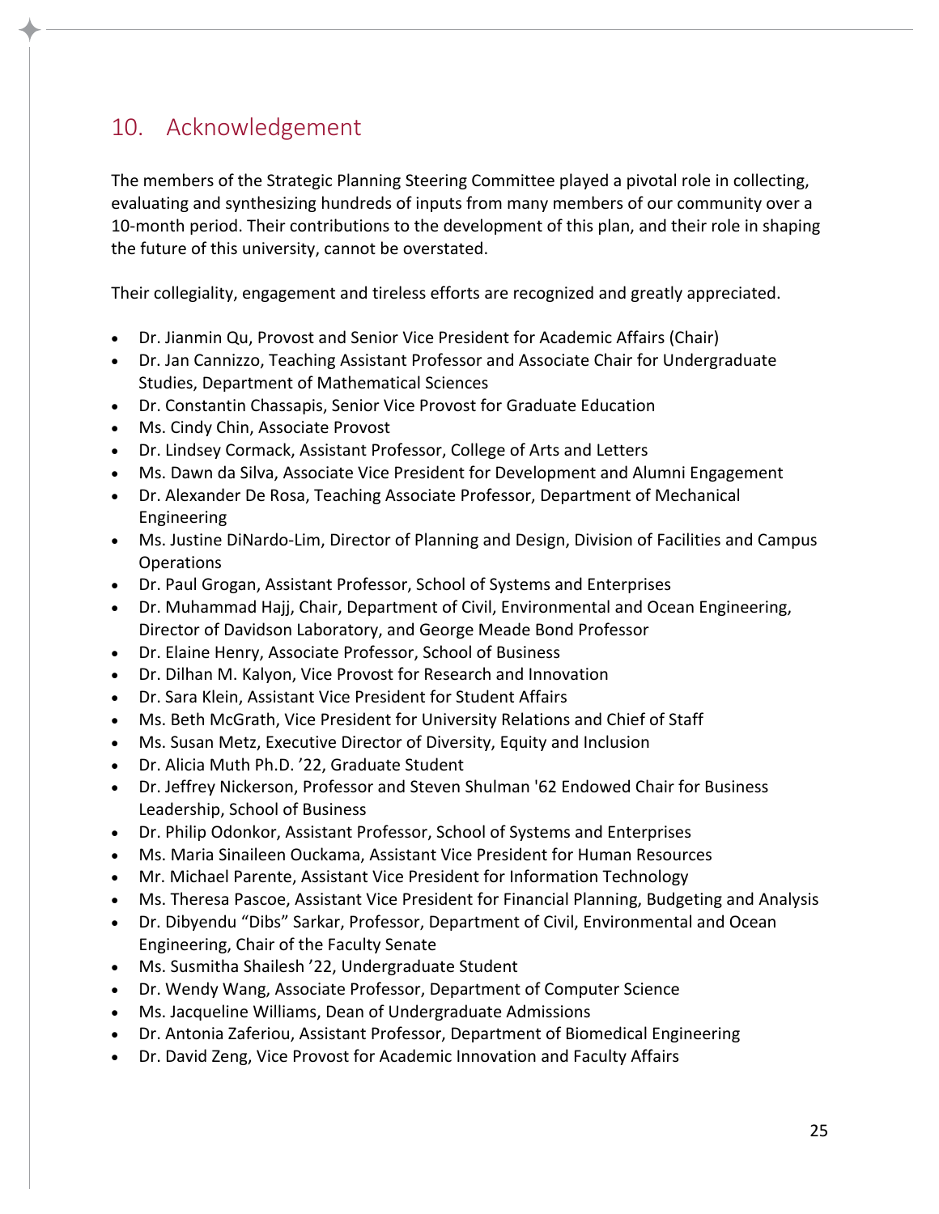## 10. Acknowledgement

The members of the Strategic Planning Steering Committee played a pivotal role in collecting, evaluating and synthesizing hundreds of inputs from many members of our community over a 10-month period. Their contributions to the development of this plan, and their role in shaping the future of this university, cannot be overstated.

Their collegiality, engagement and tireless efforts are recognized and greatly appreciated.

- Dr. Jianmin Qu, Provost and Senior Vice President for Academic Affairs (Chair)
- Dr. Jan Cannizzo, Teaching Assistant Professor and Associate Chair for Undergraduate Studies, Department of Mathematical Sciences
- Dr. Constantin Chassapis, Senior Vice Provost for Graduate Education
- Ms. Cindy Chin, Associate Provost
- Dr. Lindsey Cormack, Assistant Professor, College of Arts and Letters
- Ms. Dawn da Silva, Associate Vice President for Development and Alumni Engagement
- Dr. Alexander De Rosa, Teaching Associate Professor, Department of Mechanical Engineering
- Ms. Justine DiNardo-Lim, Director of Planning and Design, Division of Facilities and Campus Operations
- Dr. Paul Grogan, Assistant Professor, School of Systems and Enterprises
- Dr. Muhammad Hajj, Chair, Department of Civil, Environmental and Ocean Engineering, Director of Davidson Laboratory, and George Meade Bond Professor
- Dr. Elaine Henry, Associate Professor, School of Business
- Dr. Dilhan M. Kalyon, Vice Provost for Research and Innovation
- Dr. Sara Klein, Assistant Vice President for Student Affairs
- Ms. Beth McGrath, Vice President for University Relations and Chief of Staff
- Ms. Susan Metz, Executive Director of Diversity, Equity and Inclusion
- Dr. Alicia Muth Ph.D. '22, Graduate Student
- Dr. Jeffrey Nickerson, Professor and Steven Shulman '62 Endowed Chair for Business Leadership, School of Business
- Dr. Philip Odonkor, Assistant Professor, School of Systems and Enterprises
- Ms. Maria Sinaileen Ouckama, Assistant Vice President for Human Resources
- Mr. Michael Parente, Assistant Vice President for Information Technology
- Ms. Theresa Pascoe, Assistant Vice President for Financial Planning, Budgeting and Analysis
- Dr. Dibyendu "Dibs" Sarkar, Professor, Department of Civil, Environmental and Ocean Engineering, Chair of the Faculty Senate
- Ms. Susmitha Shailesh '22, Undergraduate Student
- Dr. Wendy Wang, Associate Professor, Department of Computer Science
- Ms. Jacqueline Williams, Dean of Undergraduate Admissions
- Dr. Antonia Zaferiou, Assistant Professor, Department of Biomedical Engineering
- Dr. David Zeng, Vice Provost for Academic Innovation and Faculty Affairs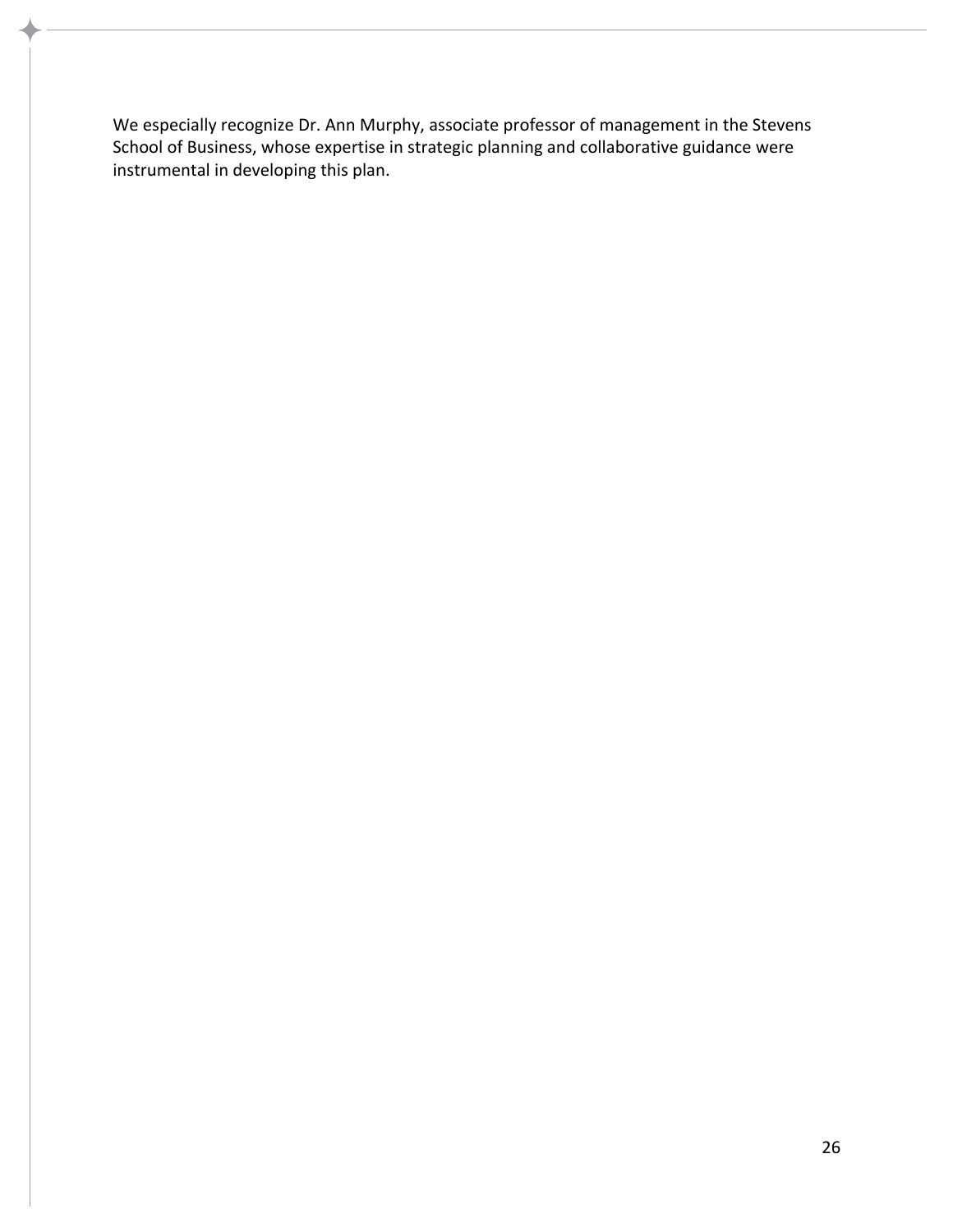We especially recognize Dr. Ann Murphy, associate professor of management in the Stevens School of Business, whose expertise in strategic planning and collaborative guidance were instrumental in developing this plan.